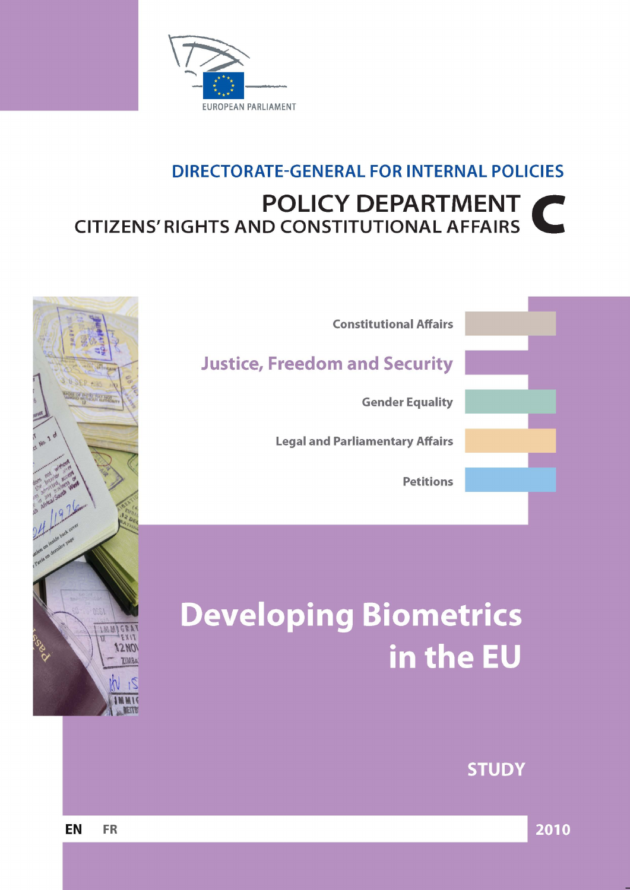EUROPEAN PARLIAMENT

**DIRECTORATE-GENERAL FOR INTERNAL POLICIES**

**POLICY DEPARTMENT C**
**CITIZENS' RIGHTS AND CONSTITUTIONAL AFFAIRS**

Constitutional Affairs

**Justice, Freedom and Security**

Gender Equality

Legal and Parliamentary Affairs

Petitions

# Developing Biometrics in the EU

**STUDY**

**EN** FR

**2010**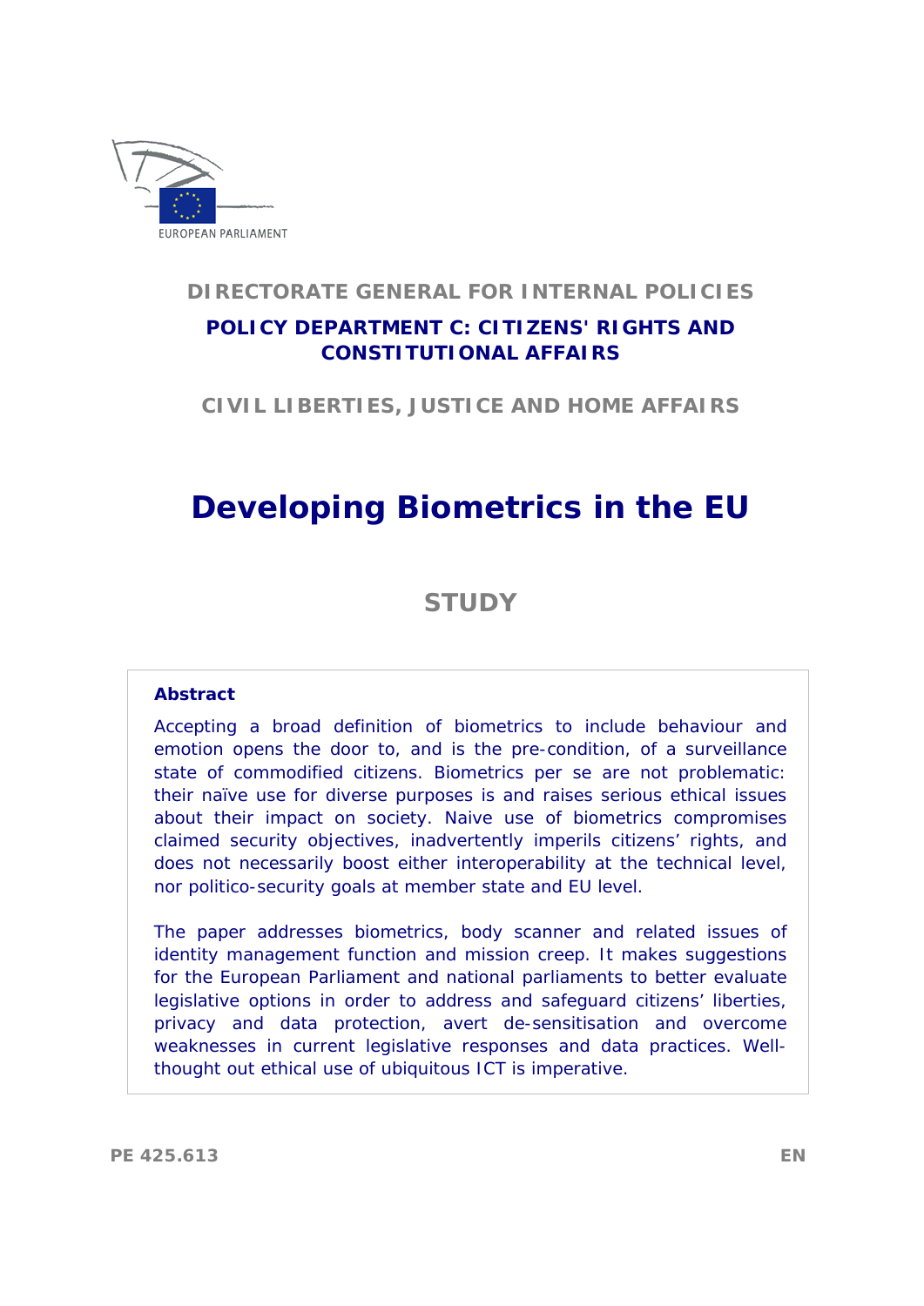EUROPEAN PARLIAMENT

**DIRECTORATE GENERAL FOR INTERNAL POLICIES**

**POLICY DEPARTMENT C: CITIZENS' RIGHTS AND CONSTITUTIONAL AFFAIRS**

**CIVIL LIBERTIES, JUSTICE AND HOME AFFAIRS**

# Developing Biometrics in the EU

## STUDY

**Abstract**

Accepting a broad definition of biometrics to include behaviour and emotion opens the door to, and is the pre-condition, of a surveillance state of commodified citizens. Biometrics per se are not problematic: their naïve use for diverse purposes is and raises serious ethical issues about their impact on society. Naive use of biometrics compromises claimed security objectives, inadvertently imperils citizens' rights, and does not necessarily boost either interoperability at the technical level, nor politico-security goals at member state and EU level.

The paper addresses biometrics, body scanner and related issues of identity management function and mission creep. It makes suggestions for the European Parliament and national parliaments to better evaluate legislative options in order to address and safeguard citizens' liberties, privacy and data protection, avert de-sensitisation and overcome weaknesses in current legislative responses and data practices. Well-thought out ethical use of ubiquitous ICT is imperative.

PE 425.613 EN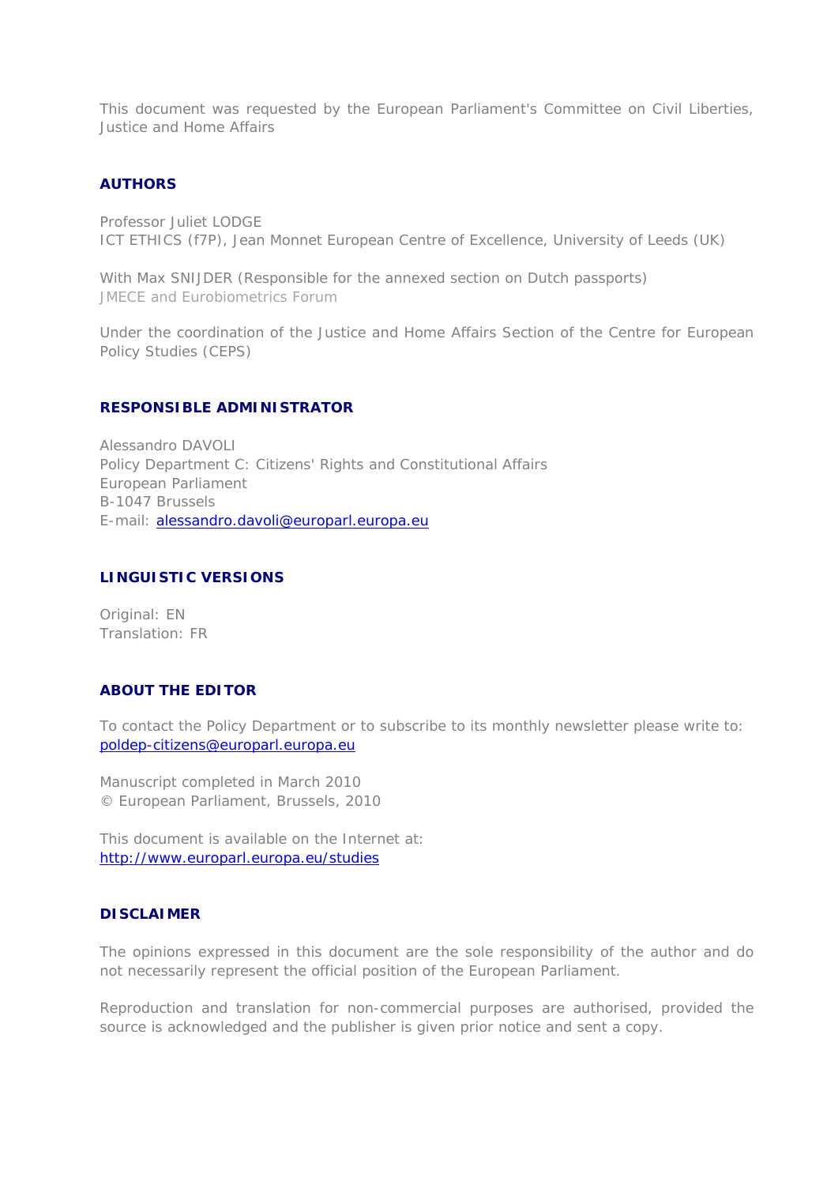This document was requested by the European Parliament's Committee on Civil Liberties, Justice and Home Affairs

## AUTHORS

Professor Juliet LODGE
ICT ETHICS (f7P), Jean Monnet European Centre of Excellence, University of Leeds (UK)

With Max SNIJDER (Responsible for the annexed section on Dutch passports)
JMECE and Eurobiometrics Forum

Under the coordination of the Justice and Home Affairs Section of the Centre for European Policy Studies (CEPS)

## RESPONSIBLE ADMINISTRATOR

Alessandro DAVOLI
Policy Department C: Citizens' Rights and Constitutional Affairs
European Parliament
B-1047 Brussels
E-mail: alessandro.davoli@europarl.europa.eu

## LINGUISTIC VERSIONS

Original: EN
Translation: FR

## ABOUT THE EDITOR

To contact the Policy Department or to subscribe to its monthly newsletter please write to: poldep-citizens@europarl.europa.eu

Manuscript completed in March 2010
© European Parliament, Brussels, 2010

This document is available on the Internet at:
http://www.europarl.europa.eu/studies

## DISCLAIMER

The opinions expressed in this document are the sole responsibility of the author and do not necessarily represent the official position of the European Parliament.

Reproduction and translation for non-commercial purposes are authorised, provided the source is acknowledged and the publisher is given prior notice and sent a copy.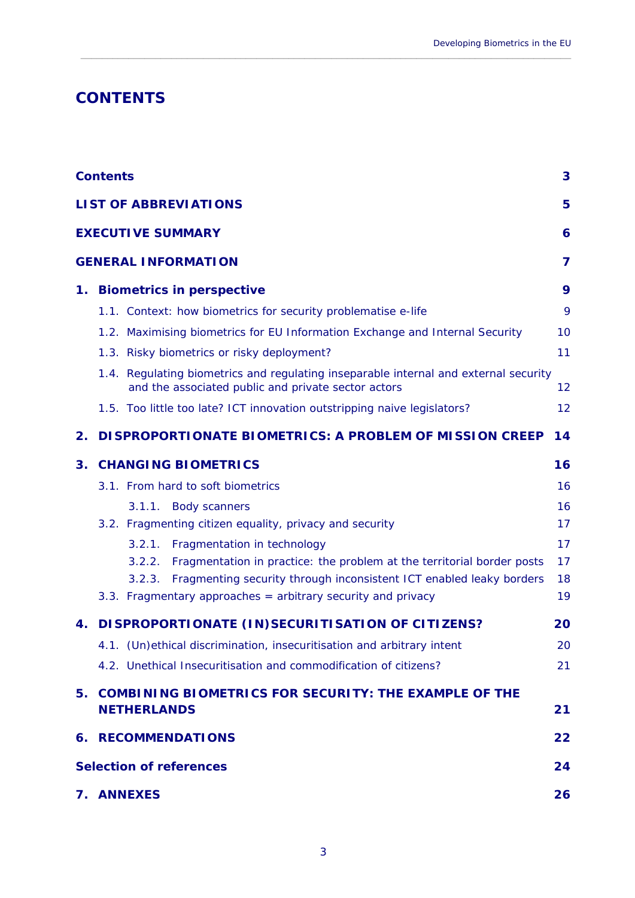# CONTENTS

| | |
|---|---|
| **Contents** | **3** |
| **LIST OF ABBREVIATIONS** | **5** |
| **EXECUTIVE SUMMARY** | **6** |
| **GENERAL INFORMATION** | **7** |
| **1. Biometrics in perspective** | **9** |
| 1.1. Context: how biometrics for security problematise e-life | 9 |
| 1.2. Maximising biometrics for EU Information Exchange and Internal Security | 10 |
| 1.3. Risky biometrics or risky deployment? | 11 |
| 1.4. Regulating biometrics and regulating inseparable internal and external security and the associated public and private sector actors | 12 |
| 1.5. Too little too late? ICT innovation outstripping naive legislators? | 12 |
| **2. DISPROPORTIONATE BIOMETRICS: A PROBLEM OF MISSION CREEP** | **14** |
| **3. CHANGING BIOMETRICS** | **16** |
| 3.1. From hard to soft biometrics | 16 |
| 3.1.1. Body scanners | 16 |
| 3.2. Fragmenting citizen equality, privacy and security | 17 |
| 3.2.1. Fragmentation in technology | 17 |
| 3.2.2. Fragmentation in practice: the problem at the territorial border posts | 17 |
| 3.2.3. Fragmenting security through inconsistent ICT enabled leaky borders | 18 |
| 3.3. Fragmentary approaches = arbitrary security and privacy | 19 |
| **4. DISPROPORTIONATE (IN)SECURITISATION OF CITIZENS?** | **20** |
| 4.1. (Un)ethical discrimination, insecuritisation and arbitrary intent | 20 |
| 4.2. Unethical Insecuritisation and commodification of citizens? | 21 |
| **5. COMBINING BIOMETRICS FOR SECURITY: THE EXAMPLE OF THE NETHERLANDS** | **21** |
| **6. RECOMMENDATIONS** | **22** |
| **Selection of references** | **24** |
| **7. ANNEXES** | **26** |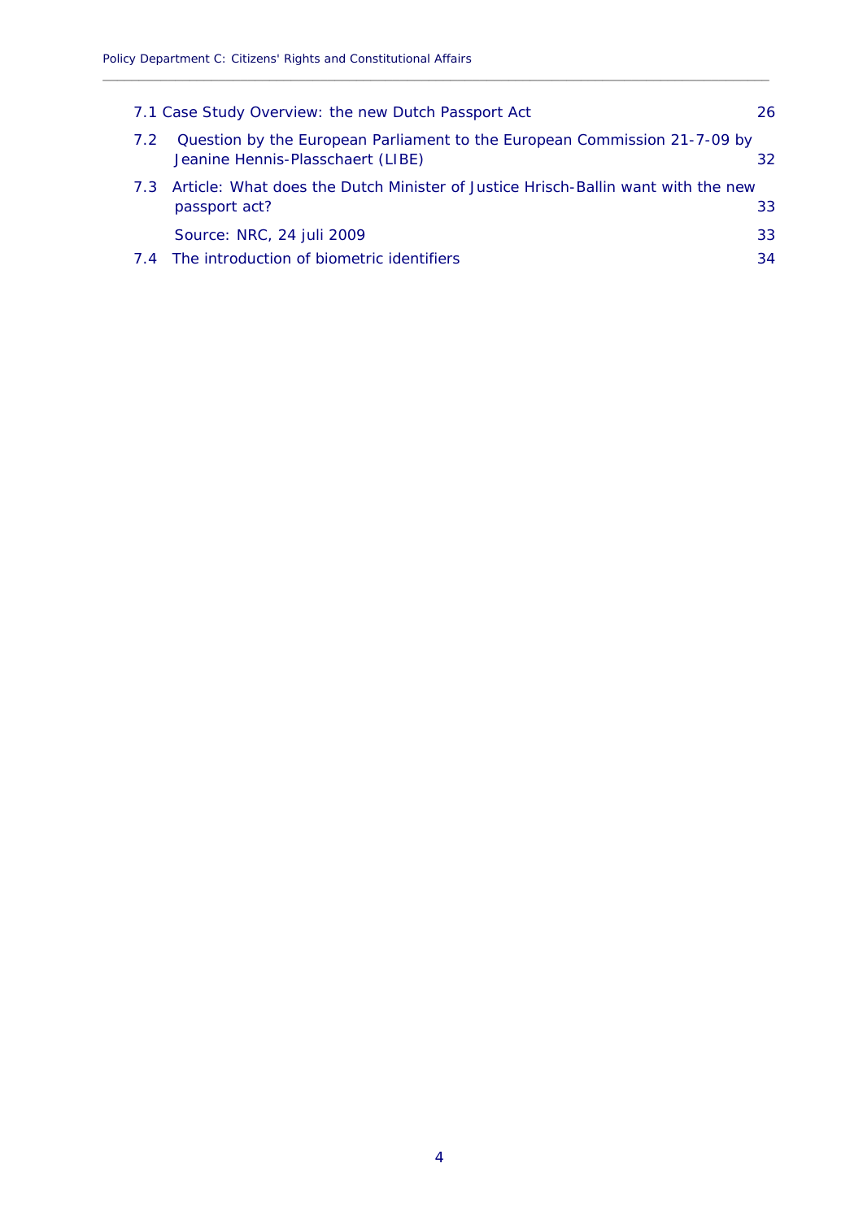7.1 Case Study Overview: the new Dutch Passport Act 26

7.2 Question by the European Parliament to the European Commission 21-7-09 by Jeanine Hennis-Plasschaert (LIBE) 32

7.3 Article: What does the Dutch Minister of Justice Hrisch-Ballin want with the new passport act? 33

Source: NRC, 24 juli 2009 33

7.4 The introduction of biometric identifiers 34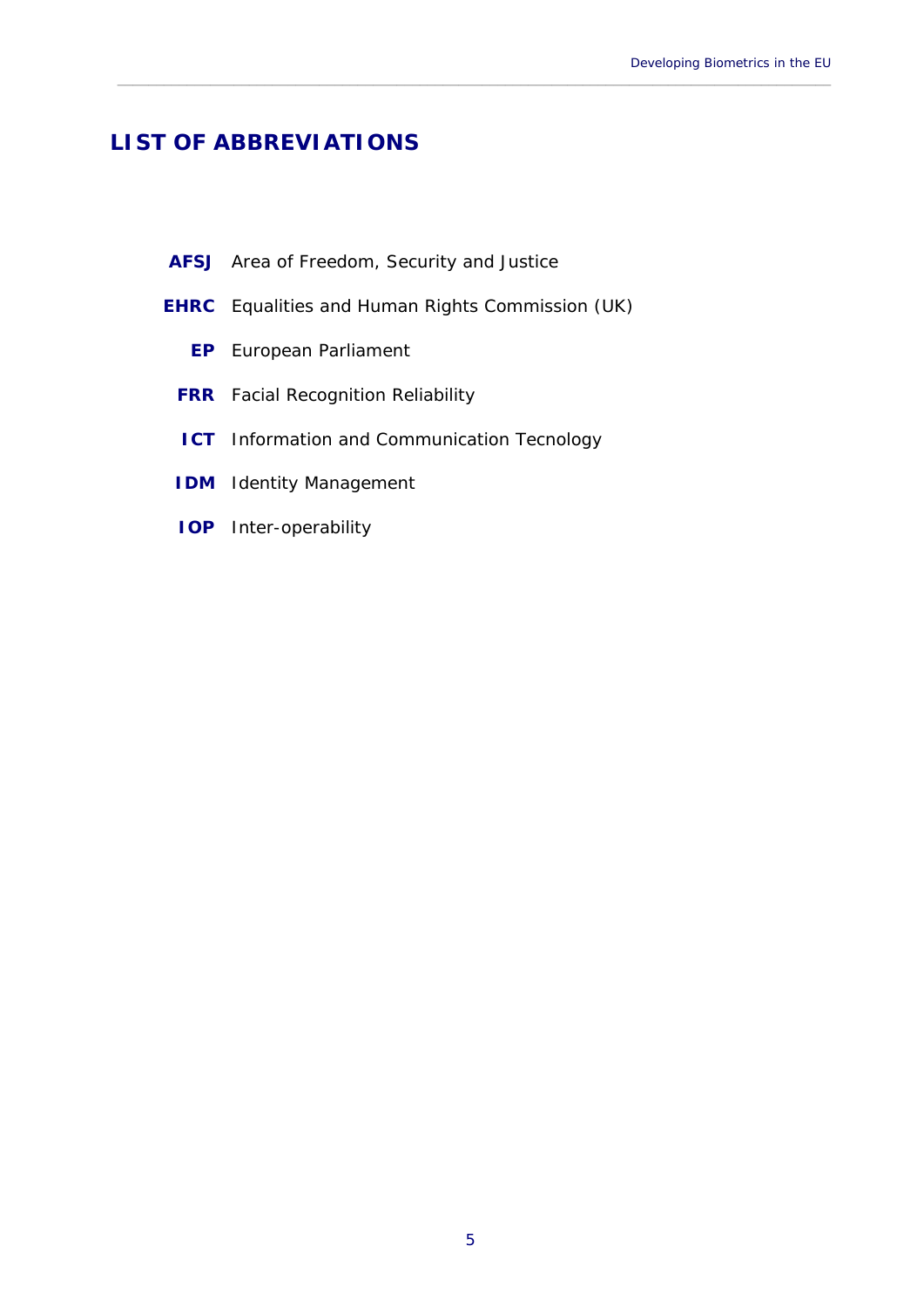# LIST OF ABBREVIATIONS

**AFSJ** Area of Freedom, Security and Justice

**EHRC** Equalities and Human Rights Commission (UK)

**EP** European Parliament

**FRR** Facial Recognition Reliability

**ICT** Information and Communication Tecnology

**IDM** Identity Management

**IOP** Inter-operability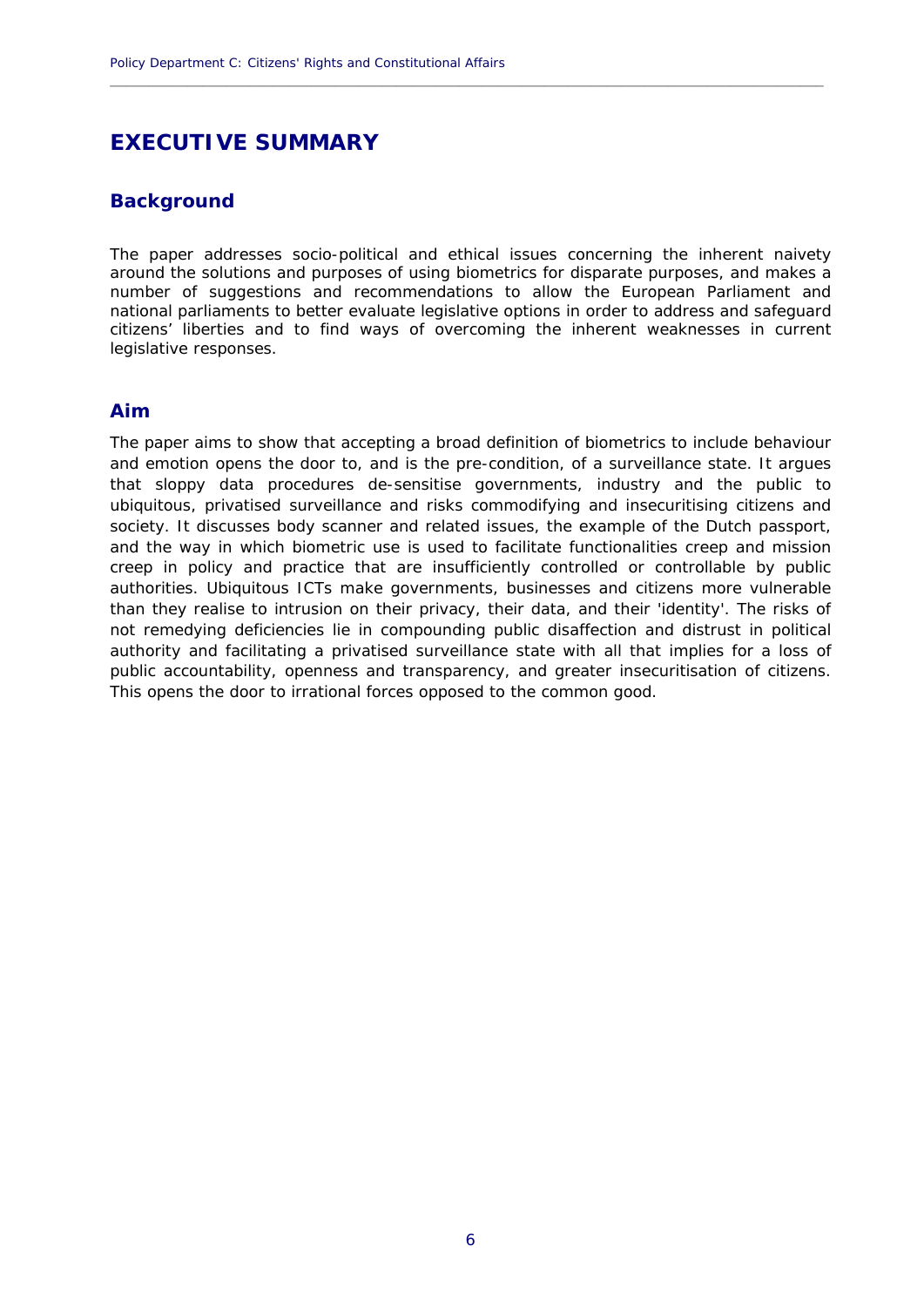# EXECUTIVE SUMMARY

## Background

The paper addresses socio-political and ethical issues concerning the inherent naivety around the solutions and purposes of using biometrics for disparate purposes, and makes a number of suggestions and recommendations to allow the European Parliament and national parliaments to better evaluate legislative options in order to address and safeguard citizens' liberties and to find ways of overcoming the inherent weaknesses in current legislative responses.

## Aim

The paper aims to show that accepting a broad definition of biometrics to include behaviour and emotion opens the door to, and is the pre-condition, of a surveillance state. It argues that sloppy data procedures de-sensitise governments, industry and the public to ubiquitous, privatised surveillance and risks commodifying and insecuritising citizens and society. It discusses body scanner and related issues, the example of the Dutch passport, and the way in which biometric use is used to facilitate functionalities creep and mission creep in policy and practice that are insufficiently controlled or controllable by public authorities. Ubiquitous ICTs make governments, businesses and citizens more vulnerable than they realise to intrusion on their privacy, their data, and their 'identity'. The risks of not remedying deficiencies lie in compounding public disaffection and distrust in political authority and facilitating a privatised surveillance state with all that implies for a loss of public accountability, openness and transparency, and greater insecuritisation of citizens. This opens the door to irrational forces opposed to the common good.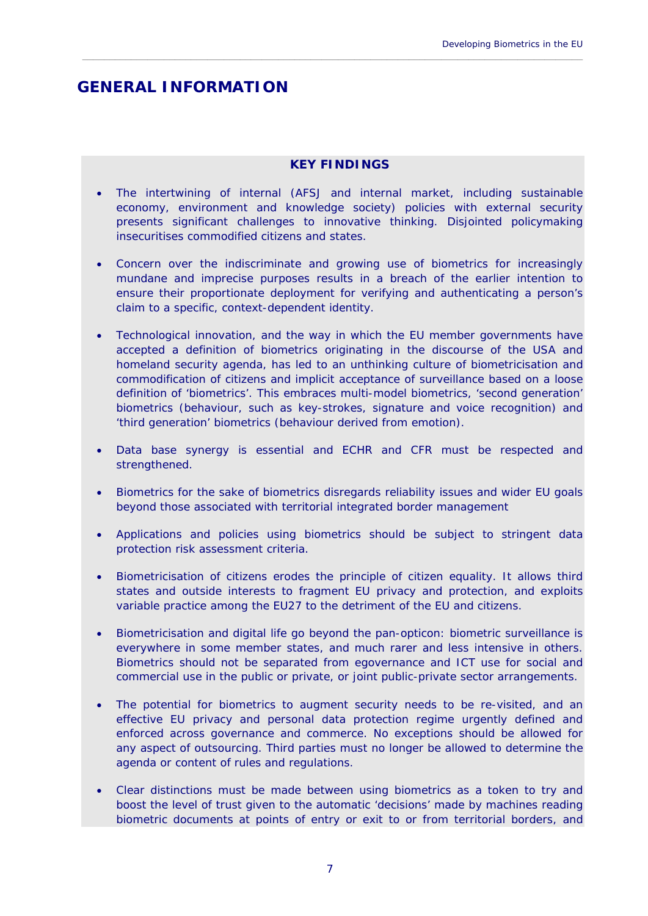# GENERAL INFORMATION

**KEY FINDINGS**

- The intertwining of internal (AFSJ and internal market, including sustainable economy, environment and knowledge society) policies with external security presents significant challenges to innovative thinking. Disjointed policymaking insecuritises commodified citizens and states.

- Concern over the indiscriminate and growing use of biometrics for increasingly mundane and imprecise purposes results in a breach of the earlier intention to ensure their proportionate deployment for verifying and authenticating a person's claim to a specific, context-dependent identity.

- Technological innovation, and the way in which the EU member governments have accepted a definition of biometrics originating in the discourse of the USA and homeland security agenda, has led to an unthinking culture of biometricisation and commodification of citizens and implicit acceptance of surveillance based on a loose definition of 'biometrics'. This embraces multi-model biometrics, 'second generation' biometrics (behaviour, such as key-strokes, signature and voice recognition) and 'third generation' biometrics (behaviour derived from emotion).

- Data base synergy is essential and ECHR and CFR must be respected and strengthened.

- Biometrics for the sake of biometrics disregards reliability issues and wider EU goals beyond those associated with territorial integrated border management

- Applications and policies using biometrics should be subject to stringent data protection risk assessment criteria.

- Biometricisation of citizens erodes the principle of citizen equality. It allows third states and outside interests to fragment EU privacy and protection, and exploits variable practice among the EU27 to the detriment of the EU and citizens.

- Biometricisation and digital life go beyond the pan-opticon: biometric surveillance is everywhere in some member states, and much rarer and less intensive in others. Biometrics should not be separated from egovernance and ICT use for social and commercial use in the public or private, or joint public-private sector arrangements.

- The potential for biometrics to augment security needs to be re-visited, and an effective EU privacy and personal data protection regime urgently defined and enforced across governance and commerce. No exceptions should be allowed for any aspect of outsourcing. Third parties must no longer be allowed to determine the agenda or content of rules and regulations.

- Clear distinctions must be made between using biometrics as a token to try and boost the level of trust given to the automatic 'decisions' made by machines reading biometric documents at points of entry or exit to or from territorial borders, and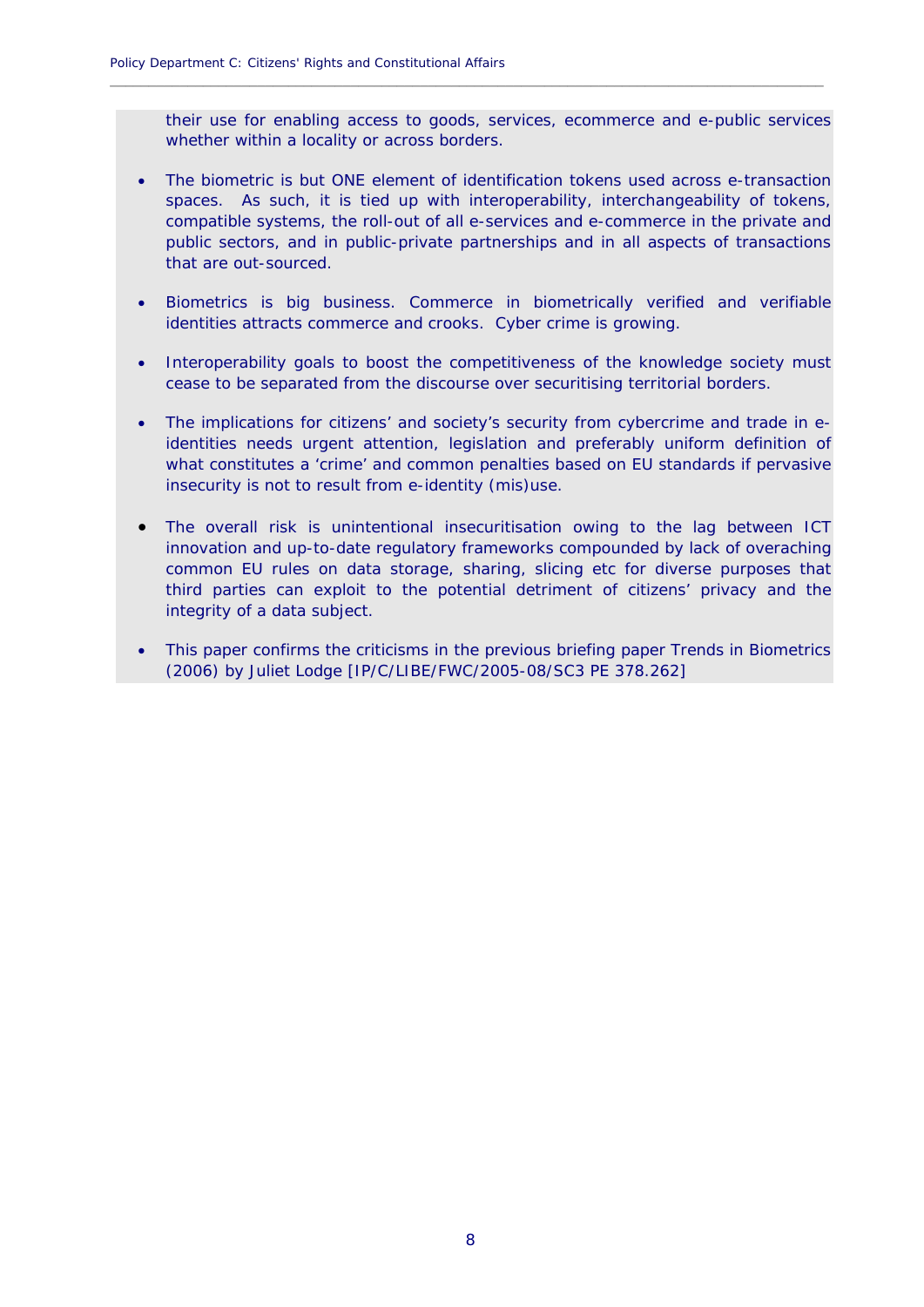their use for enabling access to goods, services, ecommerce and e-public services whether within a locality or across borders.

- The biometric is but ONE element of identification tokens used across e-transaction spaces. As such, it is tied up with interoperability, interchangeability of tokens, compatible systems, the roll-out of all e-services and e-commerce in the private and public sectors, and in public-private partnerships and in all aspects of transactions that are out-sourced.

- Biometrics is big business. Commerce in biometrically verified and verifiable identities attracts commerce and crooks. Cyber crime is growing.

- Interoperability goals to boost the competitiveness of the knowledge society must cease to be separated from the discourse over securitising territorial borders.

- The implications for citizens' and society's security from cybercrime and trade in e-identities needs urgent attention, legislation and preferably uniform definition of what constitutes a 'crime' and common penalties based on EU standards if pervasive insecurity is not to result from e-identity (mis)use.

- The overall risk is unintentional insecuritisation owing to the lag between ICT innovation and up-to-date regulatory frameworks compounded by lack of overaching common EU rules on data storage, sharing, slicing etc for diverse purposes that third parties can exploit to the potential detriment of citizens' privacy and the integrity of a data subject.

- This paper confirms the criticisms in the previous briefing paper Trends in Biometrics (2006) by Juliet Lodge [IP/C/LIBE/FWC/2005-08/SC3 PE 378.262]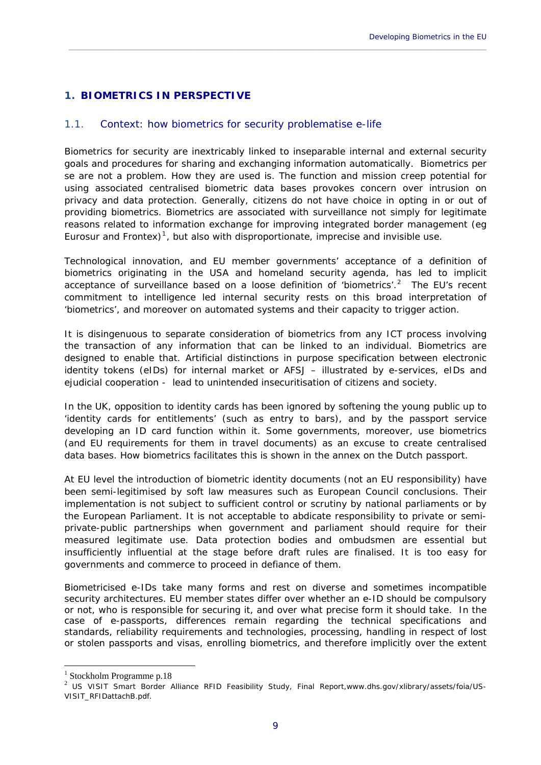# 1. BIOMETRICS IN PERSPECTIVE

## 1.1. Context: how biometrics for security problematise e-life

Biometrics for security are inextricably linked to inseparable internal and external security goals and procedures for sharing and exchanging information automatically. Biometrics per se are not a problem. How they are used is. The function and mission creep potential for using associated centralised biometric data bases provokes concern over intrusion on privacy and data protection. Generally, citizens do not have choice in opting in or out of providing biometrics. Biometrics are associated with surveillance not simply for legitimate reasons related to information exchange for improving integrated border management (eg Eurosur and Frontex)[1], but also with disproportionate, imprecise and invisible use.

Technological innovation, and EU member governments' acceptance of a definition of biometrics originating in the USA and homeland security agenda, has led to implicit acceptance of surveillance based on a loose definition of 'biometrics'.[2] The EU's recent commitment to intelligence led internal security rests on this broad interpretation of 'biometrics', and moreover on automated systems and their capacity to trigger action.

It is disingenuous to separate consideration of biometrics from any ICT process involving the transaction of any information that can be linked to an individual. Biometrics are designed to enable that. Artificial distinctions in purpose specification between electronic identity tokens (eIDs) for internal market or AFSJ – illustrated by e-services, eIDs and ejudicial cooperation - lead to unintended insecuritisation of citizens and society.

In the UK, opposition to identity cards has been ignored by softening the young public up to 'identity cards for entitlements' (such as entry to bars), and by the passport service developing an ID card function within it. Some governments, moreover, use biometrics (and EU requirements for them in travel documents) as an excuse to create centralised data bases. How biometrics facilitates this is shown in the annex on the Dutch passport.

At EU level the introduction of biometric identity documents (not an EU responsibility) have been semi-legitimised by soft law measures such as European Council conclusions. Their implementation is not subject to sufficient control or scrutiny by national parliaments or by the European Parliament. It is not acceptable to abdicate responsibility to private or semi-private-public partnerships when government and parliament should require for their measured legitimate use. Data protection bodies and ombudsmen are essential but insufficiently influential at the stage before draft rules are finalised. It is too easy for governments and commerce to proceed in defiance of them.

Biometricised e-IDs take many forms and rest on diverse and sometimes incompatible security architectures. EU member states differ over whether an e-ID should be compulsory or not, who is responsible for securing it, and over what precise form it should take. In the case of e-passports, differences remain regarding the technical specifications and standards, reliability requirements and technologies, processing, handling in respect of lost or stolen passports and visas, enrolling biometrics, and therefore implicitly over the extent

---

[1] Stockholm Programme p.18

[2] US VISIT Smart Border Alliance RFID Feasibility Study, Final Report,www.dhs.gov/xlibrary/assets/foia/US-VISIT_RFIDattachB.pdf.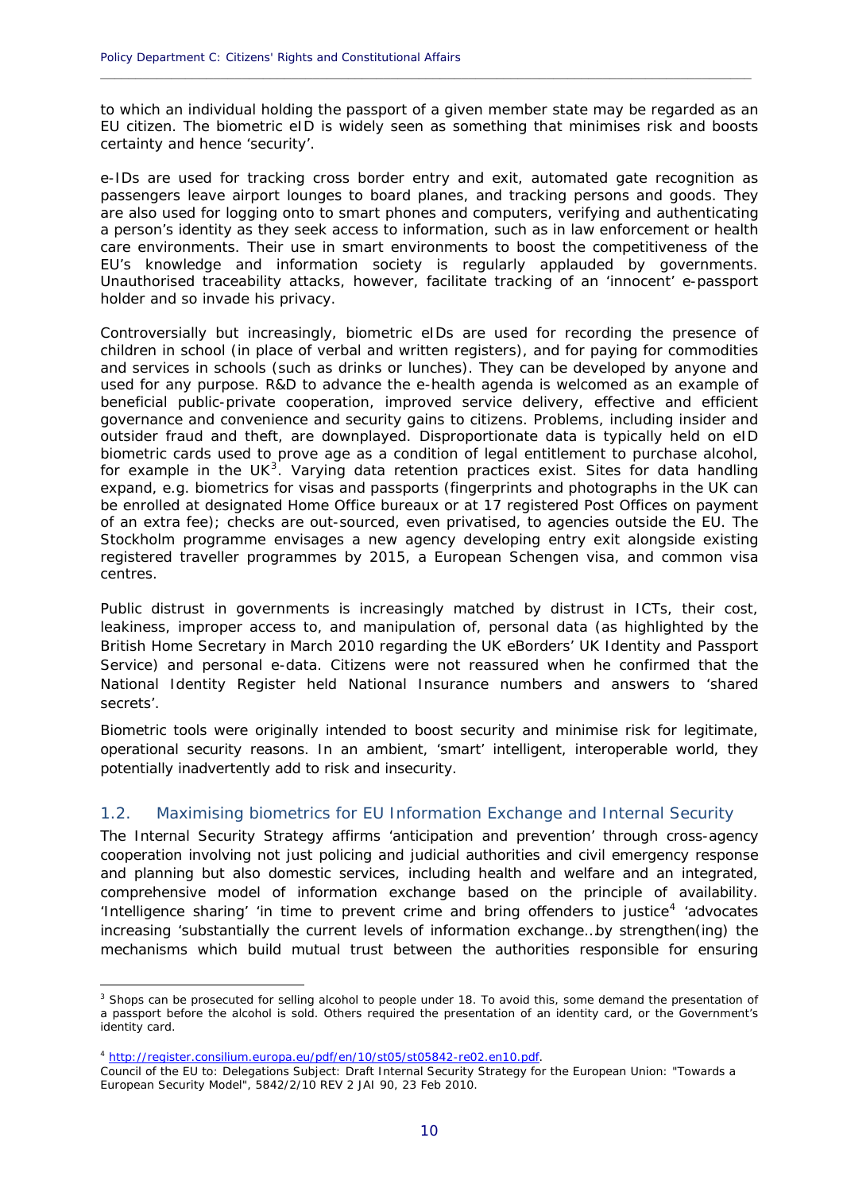to which an individual holding the passport of a given member state may be regarded as an EU citizen. The biometric eID is widely seen as something that minimises risk and boosts certainty and hence 'security'.

e-IDs are used for tracking cross border entry and exit, automated gate recognition as passengers leave airport lounges to board planes, and tracking persons and goods. They are also used for logging onto to smart phones and computers, verifying and authenticating a person's identity as they seek access to information, such as in law enforcement or health care environments. Their use in smart environments to boost the competitiveness of the EU's knowledge and information society is regularly applauded by governments. Unauthorised traceability attacks, however, facilitate tracking of an 'innocent' e-passport holder and so invade his privacy.

Controversially but increasingly, biometric eIDs are used for recording the presence of children in school (in place of verbal and written registers), and for paying for commodities and services in schools (such as drinks or lunches). They can be developed by anyone and used for any purpose. R&D to advance the e-health agenda is welcomed as an example of beneficial public-private cooperation, improved service delivery, effective and efficient governance and convenience and security gains to citizens. Problems, including insider and outsider fraud and theft, are downplayed. Disproportionate data is typically held on eID biometric cards used to prove age as a condition of legal entitlement to purchase alcohol, for example in the UK[3]. Varying data retention practices exist. Sites for data handling expand, e.g. biometrics for visas and passports (fingerprints and photographs in the UK can be enrolled at designated Home Office bureaux or at 17 registered Post Offices on payment of an extra fee); checks are out-sourced, even privatised, to agencies outside the EU. The Stockholm programme envisages a new agency developing entry exit alongside existing registered traveller programmes by 2015, a European Schengen visa, and common visa centres.

Public distrust in governments is increasingly matched by distrust in ICTs, their cost, leakiness, improper access to, and manipulation of, personal data (as highlighted by the British Home Secretary in March 2010 regarding the UK eBorders' UK Identity and Passport Service) and personal e-data. Citizens were not reassured when he confirmed that the National Identity Register held National Insurance numbers and answers to 'shared secrets'.

Biometric tools were originally intended to boost security and minimise risk for legitimate, operational security reasons. In an ambient, 'smart' intelligent, interoperable world, they potentially inadvertently add to risk and insecurity.

## 1.2. Maximising biometrics for EU Information Exchange and Internal Security

The Internal Security Strategy affirms 'anticipation and prevention' through cross-agency cooperation involving not just policing and judicial authorities and civil emergency response and planning but also domestic services, including health and welfare and an integrated, comprehensive model of information exchange based on the principle of availability. 'Intelligence sharing' 'in time to prevent crime and bring offenders to justice[4] 'advocates increasing 'substantially the current levels of information exchange…by strengthen(ing) the mechanisms which build mutual trust between the authorities responsible for ensuring

---

[3] Shops can be prosecuted for selling alcohol to people under 18. To avoid this, some demand the presentation of a passport before the alcohol is sold. Others required the presentation of an identity card, or the Government's identity card.

[4] http://register.consilium.europa.eu/pdf/en/10/st05/st05842-re02.en10.pdf.
Council of the EU to: Delegations Subject: Draft Internal Security Strategy for the European Union: "Towards a European Security Model", 5842/2/10 REV 2 JAI 90, 23 Feb 2010.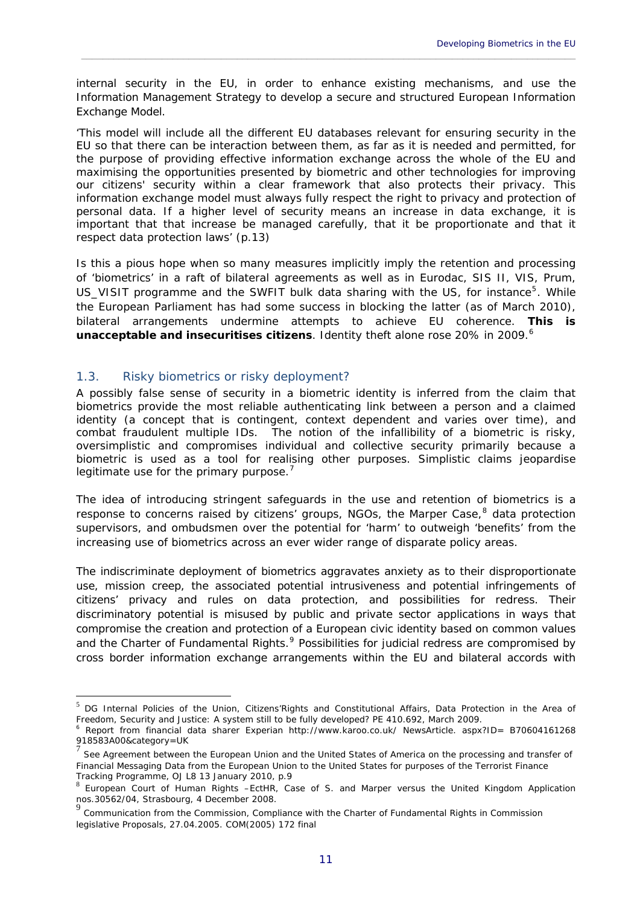internal security in the EU, in order to enhance existing mechanisms, and use the Information Management Strategy to develop a secure and structured European Information Exchange Model.

'This model will include all the different EU databases relevant for ensuring security in the EU so that there can be interaction between them, as far as it is needed and permitted, for the purpose of providing effective information exchange across the whole of the EU and maximising the opportunities presented by biometric and other technologies for improving our citizens' security within a clear framework that also protects their privacy. This information exchange model must always fully respect the right to privacy and protection of personal data. If a higher level of security means an increase in data exchange, it is important that that increase be managed carefully, that it be proportionate and that it respect data protection laws' (p.13)

Is this a pious hope when so many measures implicitly imply the retention and processing of 'biometrics' in a raft of bilateral agreements as well as in Eurodac, SIS II, VIS, Prum, US_VISIT programme and the SWFIT bulk data sharing with the US, for instance[5]. While the European Parliament has had some success in blocking the latter (as of March 2010), bilateral arrangements undermine attempts to achieve EU coherence. **This is unacceptable and insecuritises citizens**. Identity theft alone rose 20% in 2009.[6]

## 1.3. Risky biometrics or risky deployment?

A possibly false sense of security in a biometric identity is inferred from the claim that biometrics provide the most reliable authenticating link between a person and a claimed identity (a concept that is contingent, context dependent and varies over time), and combat fraudulent multiple IDs. The notion of the infallibility of a biometric is risky, oversimplistic and compromises individual and collective security primarily because a biometric is used as a tool for realising other purposes. Simplistic claims jeopardise legitimate use for the primary purpose.[7]

The idea of introducing stringent safeguards in the use and retention of biometrics is a response to concerns raised by citizens' groups, NGOs, the Marper Case,[8] data protection supervisors, and ombudsmen over the potential for 'harm' to outweigh 'benefits' from the increasing use of biometrics across an ever wider range of disparate policy areas.

The indiscriminate deployment of biometrics aggravates anxiety as to their disproportionate use, mission creep, the associated potential intrusiveness and potential infringements of citizens' privacy and rules on data protection, and possibilities for redress. Their discriminatory potential is misused by public and private sector applications in ways that compromise the creation and protection of a European civic identity based on common values and the Charter of Fundamental Rights.[9] Possibilities for judicial redress are compromised by cross border information exchange arrangements within the EU and bilateral accords with

---

[5] DG Internal Policies of the Union, Citizens'Rights and Constitutional Affairs, Data Protection in the Area of Freedom, Security and Justice: A system still to be fully developed? PE 410.692, March 2009.

[6] Report from financial data sharer Experian http://www.karoo.co.uk/ NewsArticle. aspx?ID= B70604161268 918583A00&category=UK

[7] See Agreement between the European Union and the United States of America on the processing and transfer of Financial Messaging Data from the European Union to the United States for purposes of the Terrorist Finance Tracking Programme, OJ L8 13 January 2010, p.9

[8] European Court of Human Rights –EctHR, Case of S. and Marper versus the United Kingdom Application nos.30562/04, Strasbourg, 4 December 2008.

[9] Communication from the Commission, Compliance with the Charter of Fundamental Rights in Commission legislative Proposals, 27.04.2005. COM(2005) 172 final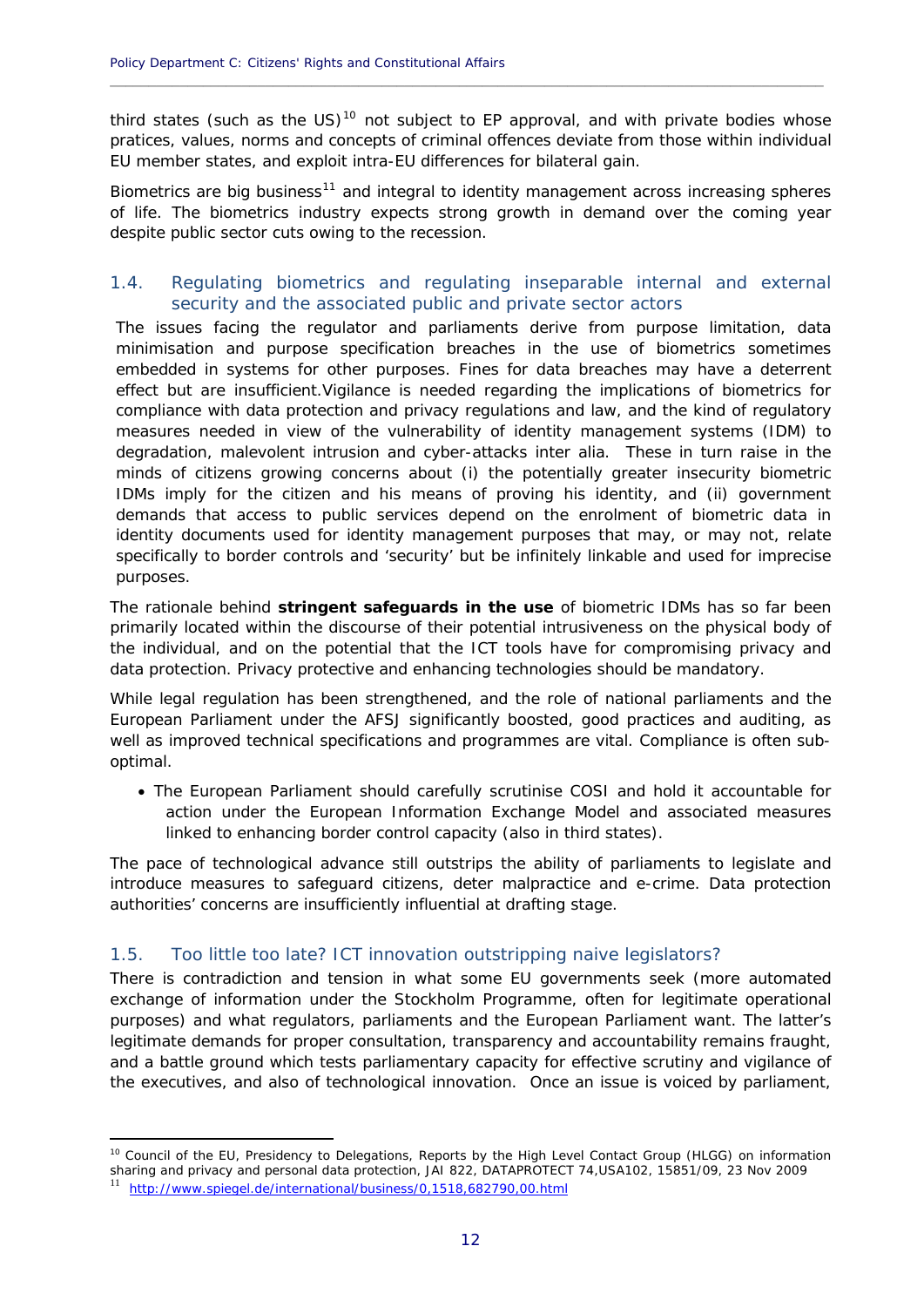third states (such as the US)[10] not subject to EP approval, and with private bodies whose pratices, values, norms and concepts of criminal offences deviate from those within individual EU member states, and exploit intra-EU differences for bilateral gain.

Biometrics are big business[11] and integral to identity management across increasing spheres of life. The biometrics industry expects strong growth in demand over the coming year despite public sector cuts owing to the recession.

## 1.4. Regulating biometrics and regulating inseparable internal and external security and the associated public and private sector actors

The issues facing the regulator and parliaments derive from purpose limitation, data minimisation and purpose specification breaches in the use of biometrics sometimes embedded in systems for other purposes. Fines for data breaches may have a deterrent effect but are insufficient.Vigilance is needed regarding the implications of biometrics for compliance with data protection and privacy regulations and law, and the kind of regulatory measures needed in view of the vulnerability of identity management systems (IDM) to degradation, malevolent intrusion and cyber-attacks inter alia. These in turn raise in the minds of citizens growing concerns about (i) the potentially greater insecurity biometric IDMs imply for the citizen and his means of proving his identity, and (ii) government demands that access to public services depend on the enrolment of biometric data in identity documents used for identity management purposes that may, or may not, relate specifically to border controls and 'security' but be infinitely linkable and used for imprecise purposes.

The rationale behind **stringent safeguards in the use** of biometric IDMs has so far been primarily located within the discourse of their potential intrusiveness on the physical body of the individual, and on the potential that the ICT tools have for compromising privacy and data protection. Privacy protective and enhancing technologies should be mandatory.

While legal regulation has been strengthened, and the role of national parliaments and the European Parliament under the AFSJ significantly boosted, good practices and auditing, as well as improved technical specifications and programmes are vital. Compliance is often sub-optimal.

- The European Parliament should carefully scrutinise COSI and hold it accountable for action under the European Information Exchange Model and associated measures linked to enhancing border control capacity (also in third states).

The pace of technological advance still outstrips the ability of parliaments to legislate and introduce measures to safeguard citizens, deter malpractice and e-crime. Data protection authorities' concerns are insufficiently influential at drafting stage.

## 1.5. Too little too late? ICT innovation outstripping naive legislators?

There is contradiction and tension in what some EU governments seek (more automated exchange of information under the Stockholm Programme, often for legitimate operational purposes) and what regulators, parliaments and the European Parliament want. The latter's legitimate demands for proper consultation, transparency and accountability remains fraught, and a battle ground which tests parliamentary capacity for effective scrutiny and vigilance of the executives, and also of technological innovation. Once an issue is voiced by parliament,

---

[10] Council of the EU, Presidency to Delegations, Reports by the High Level Contact Group (HLGG) on information sharing and privacy and personal data protection, JAI 822, DATAPROTECT 74,USA102, 15851/09, 23 Nov 2009

[11] http://www.spiegel.de/international/business/0,1518,682790,00.html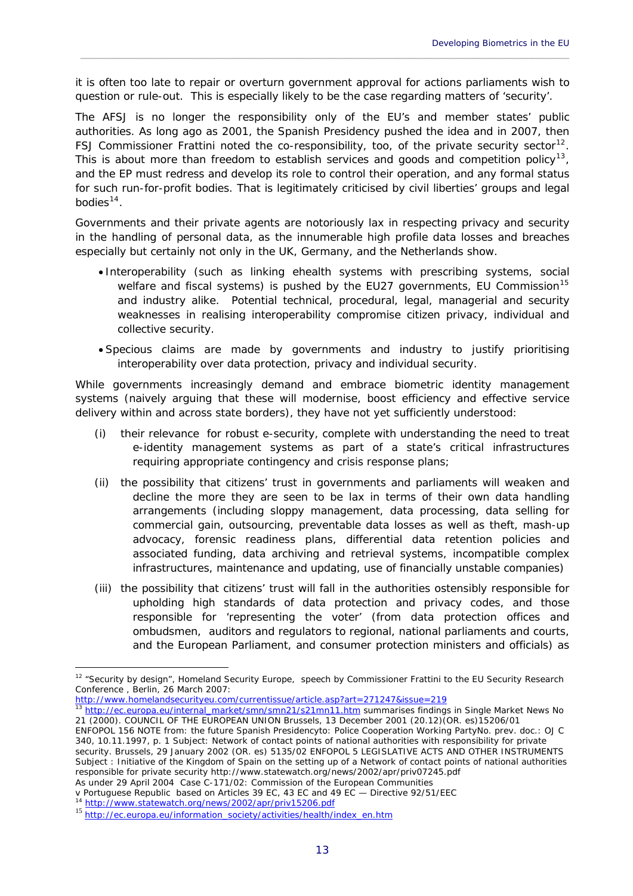it is often too late to repair or overturn government approval for actions parliaments wish to question or rule-out. This is especially likely to be the case regarding matters of 'security'.

The AFSJ is no longer the responsibility only of the EU's and member states' public authorities. As long ago as 2001, the Spanish Presidency pushed the idea and in 2007, then FSJ Commissioner Frattini noted the co-responsibility, too, of the private security sector[12]. This is about more than freedom to establish services and goods and competition policy[13], and the EP must redress and develop its role to control their operation, and any formal status for such run-for-profit bodies. That is legitimately criticised by civil liberties' groups and legal bodies[14].

Governments and their private agents are notoriously lax in respecting privacy and security in the handling of personal data, as the innumerable high profile data losses and breaches especially but certainly not only in the UK, Germany, and the Netherlands show.

- Interoperability (such as linking ehealth systems with prescribing systems, social welfare and fiscal systems) is pushed by the EU27 governments, EU Commission[15] and industry alike. Potential technical, procedural, legal, managerial and security weaknesses in realising interoperability compromise citizen privacy, individual and collective security.
- Specious claims are made by governments and industry to justify prioritising interoperability over data protection, privacy and individual security.

While governments increasingly demand and embrace biometric identity management systems (naively arguing that these will modernise, boost efficiency and effective service delivery within and across state borders), they have not yet sufficiently understood:

(i) their relevance for robust e-security, complete with understanding the need to treat e-identity management systems as part of a state's critical infrastructures requiring appropriate contingency and crisis response plans;

(ii) the possibility that citizens' trust in governments and parliaments will weaken and decline the more they are seen to be lax in terms of their own data handling arrangements (including sloppy management, data processing, data selling for commercial gain, outsourcing, preventable data losses as well as theft, mash-up advocacy, forensic readiness plans, differential data retention policies and associated funding, data archiving and retrieval systems, incompatible complex infrastructures, maintenance and updating, use of financially unstable companies)

(iii) the possibility that citizens' trust will fall in the authorities ostensibly responsible for upholding high standards of data protection and privacy codes, and those responsible for 'representing the voter' (from data protection offices and ombudsmen, auditors and regulators to regional, national parliaments and courts, and the European Parliament, and consumer protection ministers and officials) as

---

[12] "Security by design", Homeland Security Europe, speech by Commissioner Frattini to the EU Security Research Conference , Berlin, 26 March 2007: http://www.homelandsecurityeu.com/currentissue/article.asp?art=271247&issue=219

[13] http://ec.europa.eu/internal_market/smn/smn21/s21mn11.htm summarises findings in Single Market News No 21 (2000). COUNCIL OF THE EUROPEAN UNION Brussels, 13 December 2001 (20.12)(OR. es)15206/01 ENFOPOL 156 NOTE from: the future Spanish Presidencyto: Police Cooperation Working PartyNo. prev. doc.: OJ C 340, 10.11.1997, p. 1 Subject: Network of contact points of national authorities with responsibility for private security. Brussels, 29 January 2002 (OR. es) 5135/02 ENFOPOL 5 LEGISLATIVE ACTS AND OTHER INSTRUMENTS Subject : Initiative of the Kingdom of Spain on the setting up of a Network of contact points of national authorities responsible for private security http://www.statewatch.org/news/2002/apr/priv07245.pdf
As under 29 April 2004 Case C-171/02: Commission of the European Communities v Portuguese Republic based on Articles 39 EC, 43 EC and 49 EC — Directive 92/51/EEC

[14] http://www.statewatch.org/news/2002/apr/priv15206.pdf

[15] http://ec.europa.eu/information_society/activities/health/index_en.htm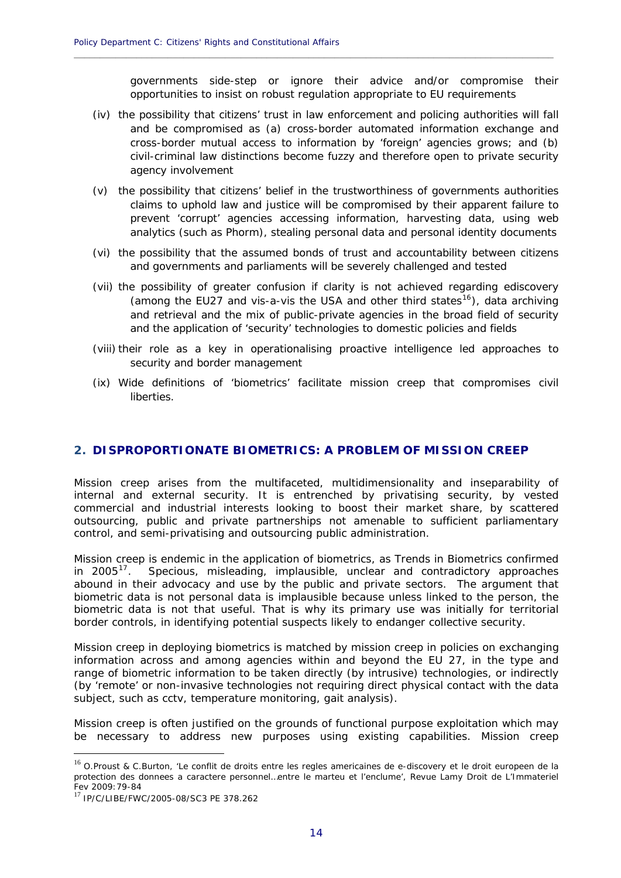governments side-step or ignore their advice and/or compromise their opportunities to insist on robust regulation appropriate to EU requirements

(iv) the possibility that citizens' trust in law enforcement and policing authorities will fall and be compromised as (a) cross-border automated information exchange and cross-border mutual access to information by 'foreign' agencies grows; and (b) civil-criminal law distinctions become fuzzy and therefore open to private security agency involvement

(v) the possibility that citizens' belief in the trustworthiness of governments authorities claims to uphold law and justice will be compromised by their apparent failure to prevent 'corrupt' agencies accessing information, harvesting data, using web analytics (such as Phorm), stealing personal data and personal identity documents

(vi) the possibility that the assumed bonds of trust and accountability between citizens and governments and parliaments will be severely challenged and tested

(vii) the possibility of greater confusion if clarity is not achieved regarding ediscovery (among the EU27 and vis-a-vis the USA and other third states[16]), data archiving and retrieval and the mix of public-private agencies in the broad field of security and the application of 'security' technologies to domestic policies and fields

(viii) their role as a key in operationalising proactive intelligence led approaches to security and border management

(ix) Wide definitions of 'biometrics' facilitate mission creep that compromises civil liberties.

## 2. DISPROPORTIONATE BIOMETRICS: A PROBLEM OF MISSION CREEP

Mission creep arises from the multifaceted, multidimensionality and inseparability of internal and external security. It is entrenched by privatising security, by vested commercial and industrial interests looking to boost their market share, by scattered outsourcing, public and private partnerships not amenable to sufficient parliamentary control, and semi-privatising and outsourcing public administration.

Mission creep is endemic in the application of biometrics, as Trends in Biometrics confirmed in 2005[17]. Specious, misleading, implausible, unclear and contradictory approaches abound in their advocacy and use by the public and private sectors. The argument that biometric data is not personal data is implausible because unless linked to the person, the biometric data is not that useful. That is why its primary use was initially for territorial border controls, in identifying potential suspects likely to endanger collective security.

Mission creep in deploying biometrics is matched by mission creep in policies on exchanging information across and among agencies within and beyond the EU 27, in the type and range of biometric information to be taken directly (by intrusive) technologies, or indirectly (by 'remote' or non-invasive technologies not requiring direct physical contact with the data subject, such as cctv, temperature monitoring, gait analysis).

Mission creep is often justified on the grounds of functional purpose exploitation which may be necessary to address new purposes using existing capabilities. Mission creep

---

[16] O.Proust & C.Burton, 'Le conflit de droits entre les regles americaines de e-discovery et le droit europeen de la protection des donnees a caractere personnel…entre le marteu et l'enclume', Revue Lamy Droit de L'Immateriel Fev 2009:79-84

[17] IP/C/LIBE/FWC/2005-08/SC3 PE 378.262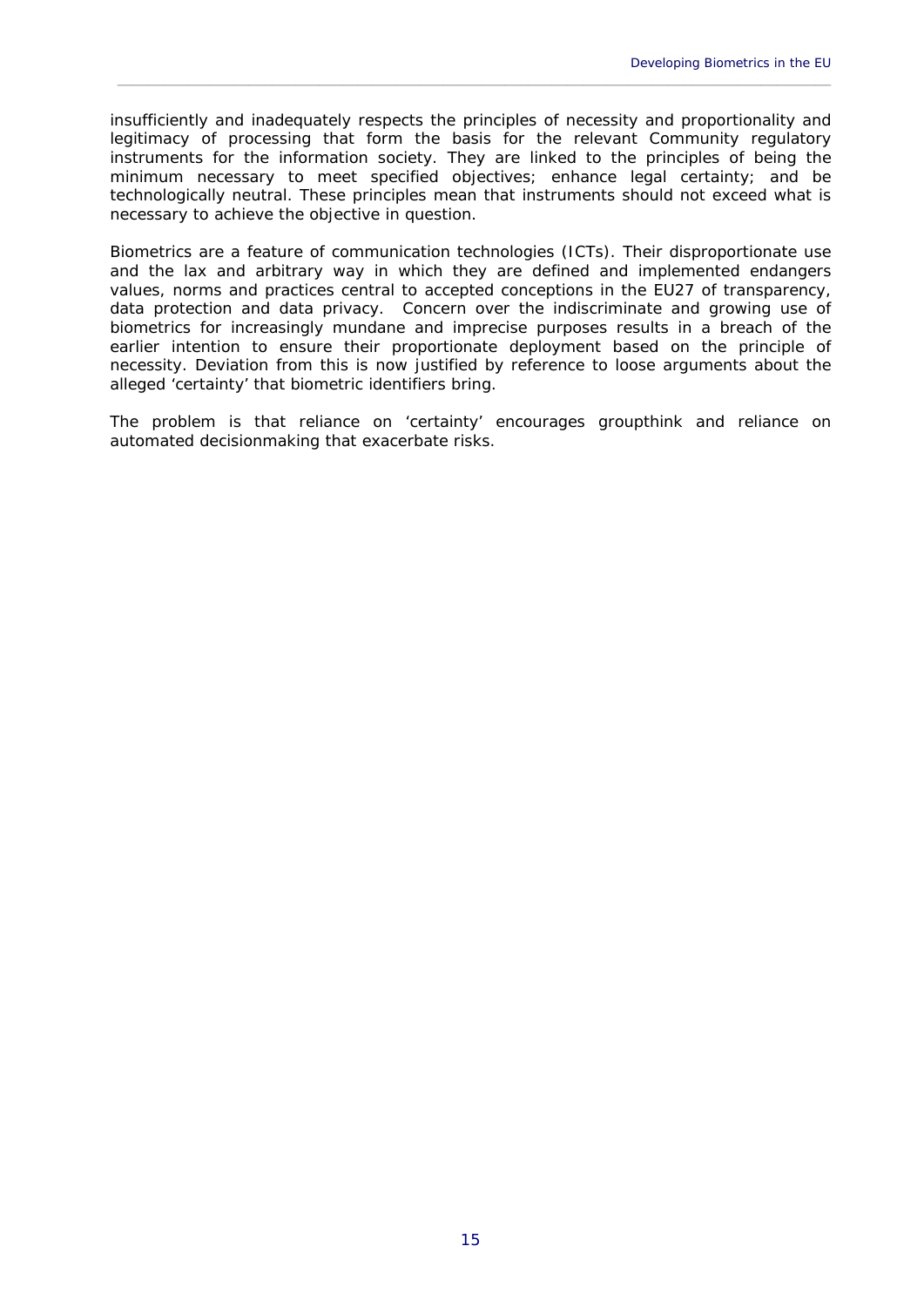insufficiently and inadequately respects the principles of necessity and proportionality and legitimacy of processing that form the basis for the relevant Community regulatory instruments for the information society. They are linked to the principles of being the minimum necessary to meet specified objectives; enhance legal certainty; and be technologically neutral. These principles mean that instruments should not exceed what is necessary to achieve the objective in question.

Biometrics are a feature of communication technologies (ICTs). Their disproportionate use and the lax and arbitrary way in which they are defined and implemented endangers values, norms and practices central to accepted conceptions in the EU27 of transparency, data protection and data privacy. Concern over the indiscriminate and growing use of biometrics for increasingly mundane and imprecise purposes results in a breach of the earlier intention to ensure their proportionate deployment based on the principle of necessity. Deviation from this is now justified by reference to loose arguments about the alleged 'certainty' that biometric identifiers bring.

The problem is that reliance on 'certainty' encourages groupthink and reliance on automated decisionmaking that exacerbate risks.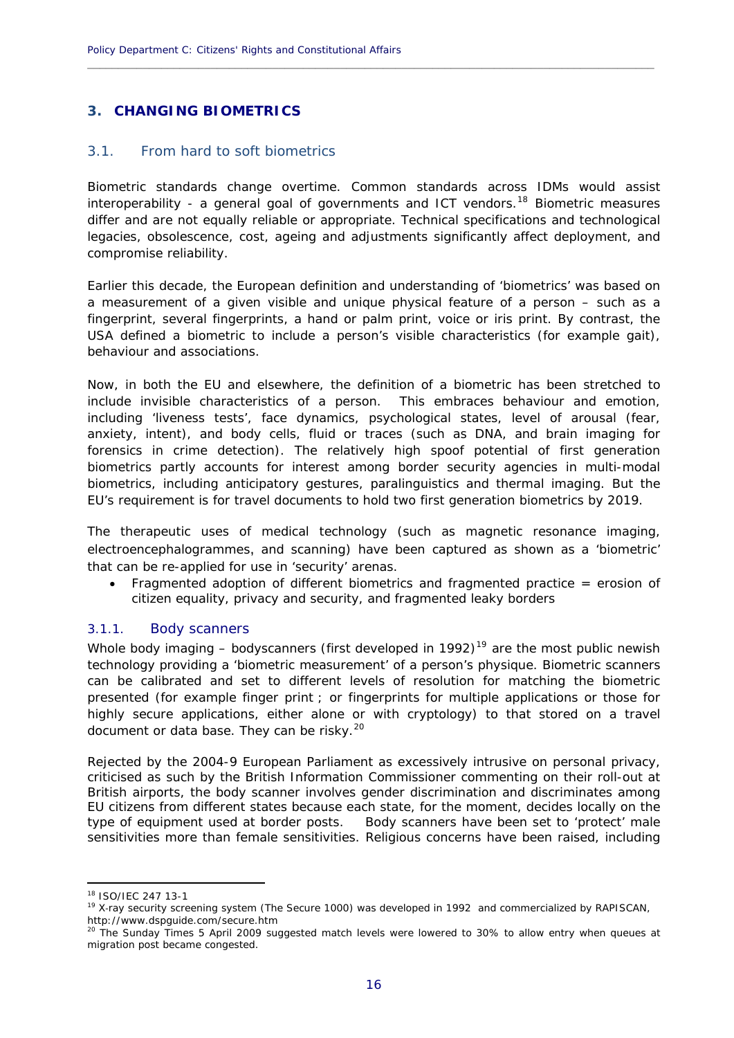## 3. CHANGING BIOMETRICS

### 3.1. From hard to soft biometrics

Biometric standards change overtime. Common standards across IDMs would assist interoperability - a general goal of governments and ICT vendors.[18] Biometric measures differ and are not equally reliable or appropriate. Technical specifications and technological legacies, obsolescence, cost, ageing and adjustments significantly affect deployment, and compromise reliability.

Earlier this decade, the European definition and understanding of 'biometrics' was based on a measurement of a given visible and unique physical feature of a person – such as a fingerprint, several fingerprints, a hand or palm print, voice or iris print. By contrast, the USA defined a biometric to include a person's visible characteristics (for example gait), behaviour and associations.

Now, in both the EU and elsewhere, the definition of a biometric has been stretched to include invisible characteristics of a person. This embraces behaviour and emotion, including 'liveness tests', face dynamics, psychological states, level of arousal (fear, anxiety, intent), and body cells, fluid or traces (such as DNA, and brain imaging for forensics in crime detection). The relatively high spoof potential of first generation biometrics partly accounts for interest among border security agencies in multi-modal biometrics, including anticipatory gestures, paralinguistics and thermal imaging. But the EU's requirement is for travel documents to hold two first generation biometrics by 2019.

The therapeutic uses of medical technology (such as magnetic resonance imaging, electroencephalogrammes, and scanning) have been captured as shown as a 'biometric' that can be re-applied for use in 'security' arenas.

- Fragmented adoption of different biometrics and fragmented practice = erosion of citizen equality, privacy and security, and fragmented leaky borders

#### 3.1.1. Body scanners

Whole body imaging – bodyscanners (first developed in 1992)[19] are the most public newish technology providing a 'biometric measurement' of a person's physique. Biometric scanners can be calibrated and set to different levels of resolution for matching the biometric presented (for example finger print ; or fingerprints for multiple applications or those for highly secure applications, either alone or with cryptology) to that stored on a travel document or data base. They can be risky.[20]

Rejected by the 2004-9 European Parliament as excessively intrusive on personal privacy, criticised as such by the British Information Commissioner commenting on their roll-out at British airports, the body scanner involves gender discrimination and discriminates among EU citizens from different states because each state, for the moment, decides locally on the type of equipment used at border posts. Body scanners have been set to 'protect' male sensitivities more than female sensitivities. Religious concerns have been raised, including

---

[18] ISO/IEC 247 13-1

[19] X-ray security screening system (The Secure 1000) was developed in 1992 and commercialized by RAPISCAN, http://www.dspguide.com/secure.htm

[20] The Sunday Times 5 April 2009 suggested match levels were lowered to 30% to allow entry when queues at migration post became congested.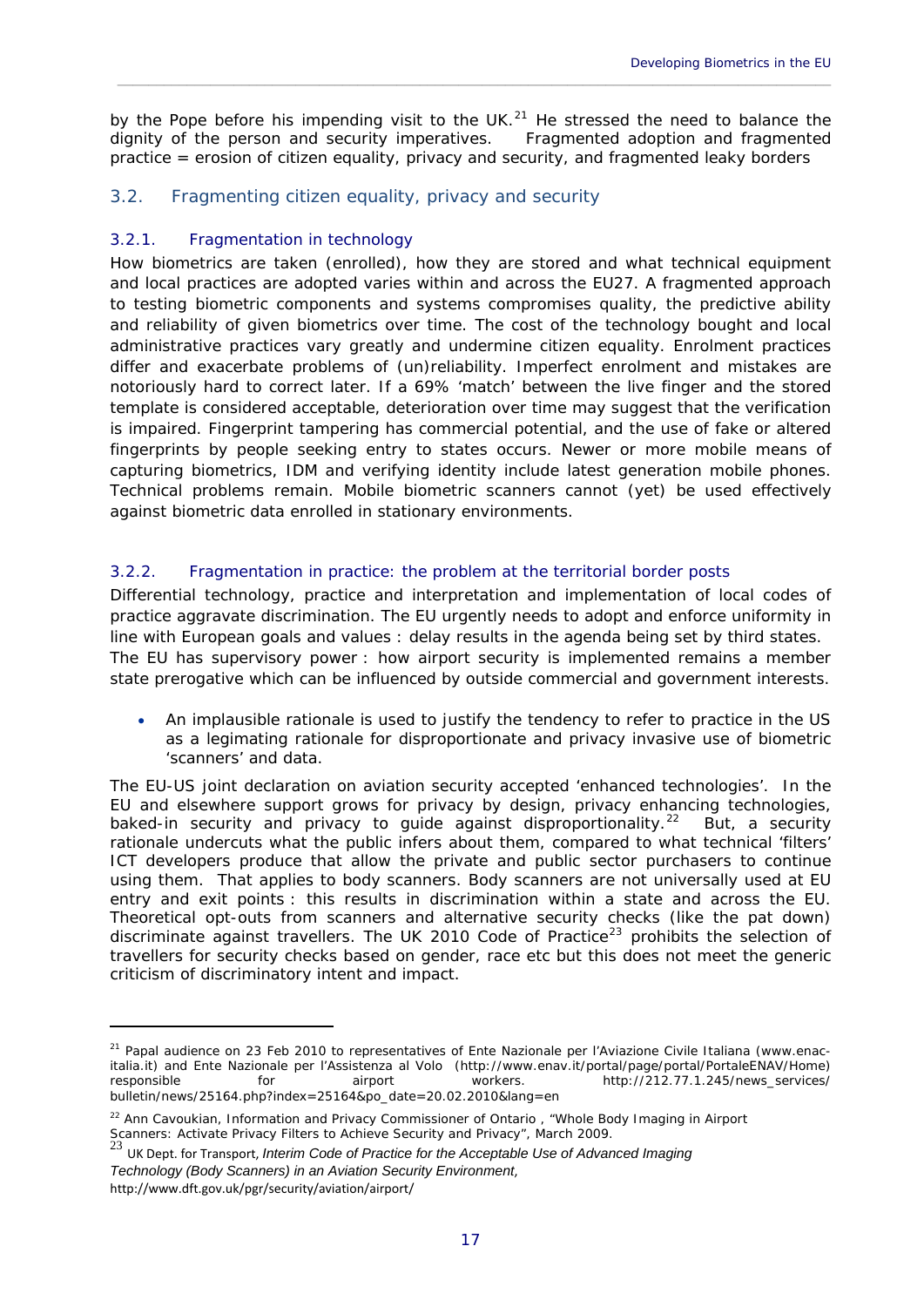by the Pope before his impending visit to the UK.[21] He stressed the need to balance the dignity of the person and security imperatives. Fragmented adoption and fragmented practice = erosion of citizen equality, privacy and security, and fragmented leaky borders

## 3.2. Fragmenting citizen equality, privacy and security

### 3.2.1. Fragmentation in technology

How biometrics are taken (enrolled), how they are stored and what technical equipment and local practices are adopted varies within and across the EU27. A fragmented approach to testing biometric components and systems compromises quality, the predictive ability and reliability of given biometrics over time. The cost of the technology bought and local administrative practices vary greatly and undermine citizen equality. Enrolment practices differ and exacerbate problems of (un)reliability. Imperfect enrolment and mistakes are notoriously hard to correct later. If a 69% 'match' between the live finger and the stored template is considered acceptable, deterioration over time may suggest that the verification is impaired. Fingerprint tampering has commercial potential, and the use of fake or altered fingerprints by people seeking entry to states occurs. Newer or more mobile means of capturing biometrics, IDM and verifying identity include latest generation mobile phones. Technical problems remain. Mobile biometric scanners cannot (yet) be used effectively against biometric data enrolled in stationary environments.

### 3.2.2. Fragmentation in practice: the problem at the territorial border posts

Differential technology, practice and interpretation and implementation of local codes of practice aggravate discrimination. The EU urgently needs to adopt and enforce uniformity in line with European goals and values : delay results in the agenda being set by third states. The EU has supervisory power : how airport security is implemented remains a member state prerogative which can be influenced by outside commercial and government interests.

- An implausible rationale is used to justify the tendency to refer to practice in the US as a legimating rationale for disproportionate and privacy invasive use of biometric 'scanners' and data.

The EU-US joint declaration on aviation security accepted 'enhanced technologies'. In the EU and elsewhere support grows for privacy by design, privacy enhancing technologies, baked-in security and privacy to guide against disproportionality.[22] But, a security rationale undercuts what the public infers about them, compared to what technical 'filters' ICT developers produce that allow the private and public sector purchasers to continue using them. That applies to body scanners. Body scanners are not universally used at EU entry and exit points : this results in discrimination within a state and across the EU. Theoretical opt-outs from scanners and alternative security checks (like the pat down) discriminate against travellers. The UK 2010 Code of Practice[23] prohibits the selection of travellers for security checks based on gender, race etc but this does not meet the generic criticism of discriminatory intent and impact.

---

[21] Papal audience on 23 Feb 2010 to representatives of Ente Nazionale per l'Aviazione Civile Italiana (www.enac-italia.it) and Ente Nazionale per l'Assistenza al Volo (http://www.enav.it/portal/page/portal/PortaleENAV/Home) responsible for airport workers. http://212.77.1.245/news_services/bulletin/news/25164.php?index=25164&po_date=20.02.2010&lang=en

[22] Ann Cavoukian, Information and Privacy Commissioner of Ontario , "Whole Body Imaging in Airport Scanners: Activate Privacy Filters to Achieve Security and Privacy", March 2009.

[23] UK Dept. for Transport, *Interim Code of Practice for the Acceptable Use of Advanced Imaging Technology (Body Scanners) in an Aviation Security Environment,* http://www.dft.gov.uk/pgr/security/aviation/airport/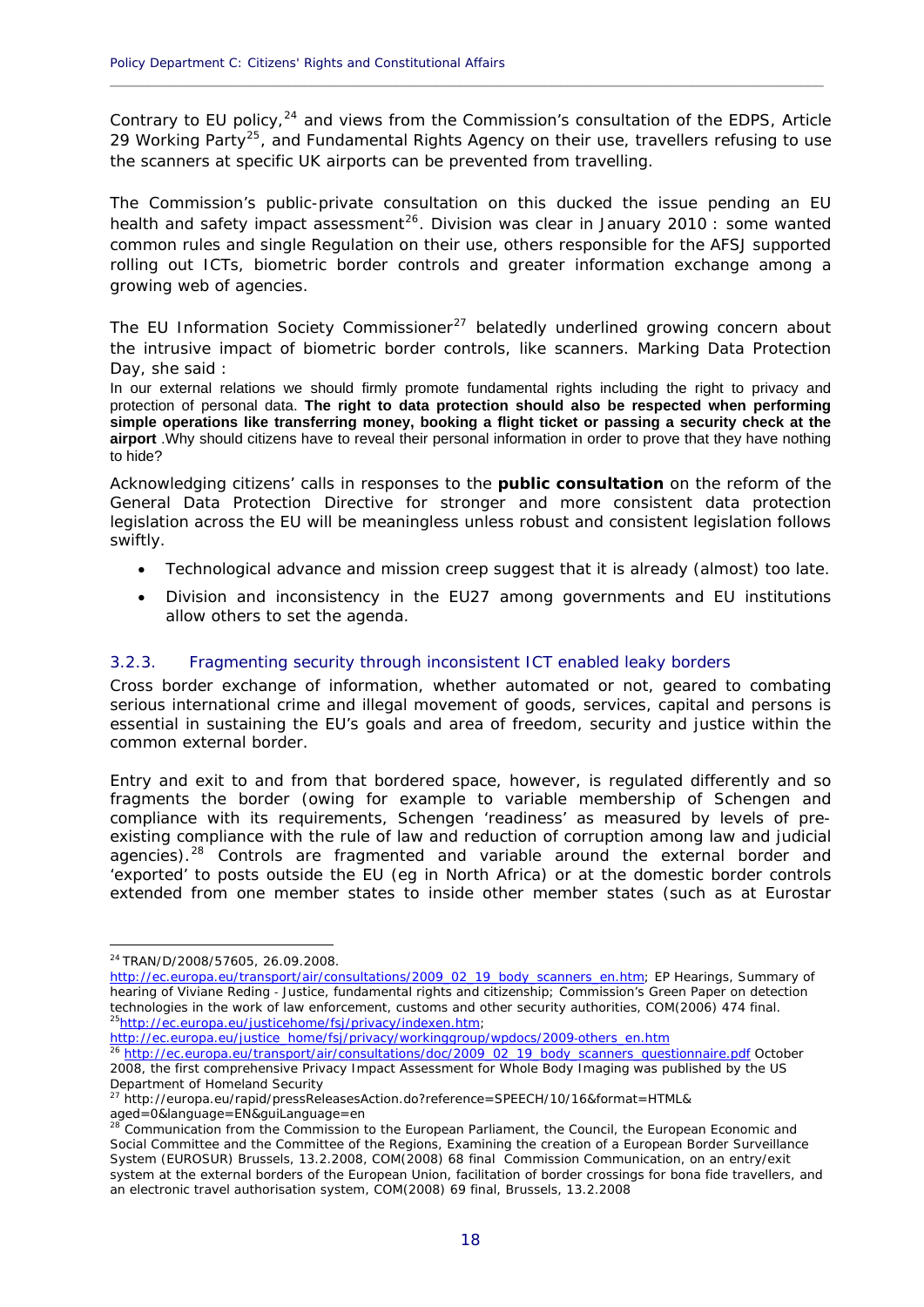Contrary to EU policy,[24] and views from the Commission's consultation of the EDPS, Article 29 Working Party[25], and Fundamental Rights Agency on their use, travellers refusing to use the scanners at specific UK airports can be prevented from travelling.

The Commission's public-private consultation on this ducked the issue pending an EU health and safety impact assessment[26]. Division was clear in January 2010 : some wanted common rules and single Regulation on their use, others responsible for the AFSJ supported rolling out ICTs, biometric border controls and greater information exchange among a growing web of agencies.

The EU Information Society Commissioner[27] belatedly underlined growing concern about the intrusive impact of biometric border controls, like scanners. Marking Data Protection Day, she said :

> In our external relations we should firmly promote fundamental rights including the right to privacy and protection of personal data. **The right to data protection should also be respected when performing simple operations like transferring money, booking a flight ticket or passing a security check at the airport** .Why should citizens have to reveal their personal information in order to prove that they have nothing to hide?

Acknowledging citizens' calls in responses to the **public consultation** on the reform of the General Data Protection Directive for stronger and more consistent data protection legislation across the EU will be meaningless unless robust and consistent legislation follows swiftly.

- Technological advance and mission creep suggest that it is already (almost) too late.
- Division and inconsistency in the EU27 among governments and EU institutions allow others to set the agenda.

### 3.2.3. Fragmenting security through inconsistent ICT enabled leaky borders

Cross border exchange of information, whether automated or not, geared to combating serious international crime and illegal movement of goods, services, capital and persons is essential in sustaining the EU's goals and area of freedom, security and justice within the common external border.

Entry and exit to and from that bordered space, however, is regulated differently and so fragments the border (owing for example to variable membership of Schengen and compliance with its requirements, Schengen 'readiness' as measured by levels of pre-existing compliance with the rule of law and reduction of corruption among law and judicial agencies).[28] Controls are fragmented and variable around the external border and 'exported' to posts outside the EU (eg in North Africa) or at the domestic border controls extended from one member states to inside other member states (such as at Eurostar

---

[24] TRAN/D/2008/57605, 26.09.2008.
http://ec.europa.eu/transport/air/consultations/2009_02_19_body_scanners_en.htm; EP Hearings, Summary of hearing of Viviane Reding - Justice, fundamental rights and citizenship; Commission's Green Paper on detection technologies in the work of law enforcement, customs and other security authorities, COM(2006) 474 final.

[25] http://ec.europa.eu/justicehome/fsj/privacy/indexen.htm;
http://ec.europa.eu/justice_home/fsj/privacy/workinggroup/wpdocs/2009-others_en.htm

[26] http://ec.europa.eu/transport/air/consultations/doc/2009_02_19_body_scanners_questionnaire.pdf October 2008, the first comprehensive Privacy Impact Assessment for Whole Body Imaging was published by the US Department of Homeland Security

[27] http://europa.eu/rapid/pressReleasesAction.do?reference=SPEECH/10/16&format=HTML&aged=0&language=EN&guiLanguage=en

[28] Communication from the Commission to the European Parliament, the Council, the European Economic and Social Committee and the Committee of the Regions, Examining the creation of a European Border Surveillance System (EUROSUR) Brussels, 13.2.2008, COM(2008) 68 final Commission Communication, on an entry/exit system at the external borders of the European Union, facilitation of border crossings for bona fide travellers, and an electronic travel authorisation system, COM(2008) 69 final, Brussels, 13.2.2008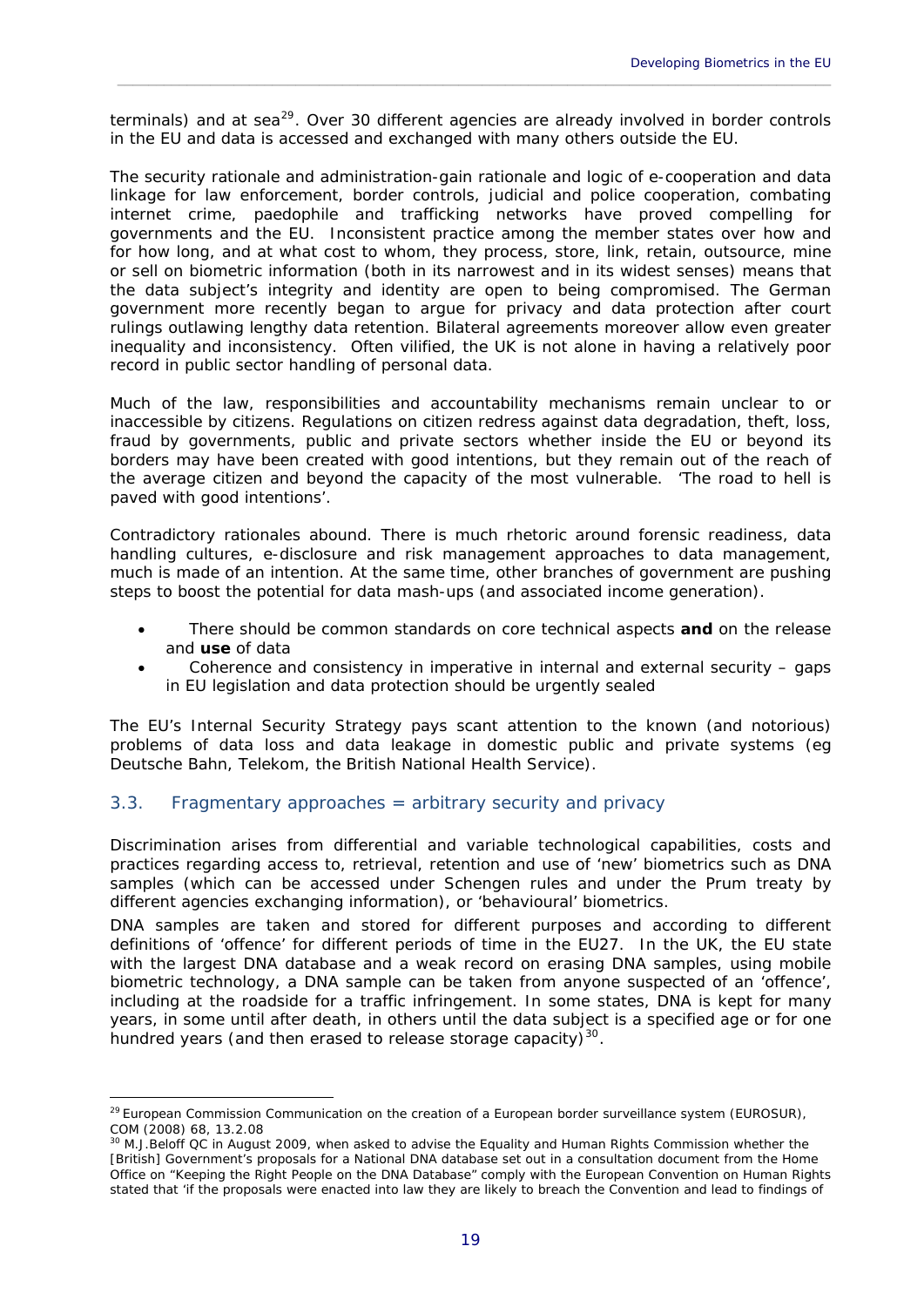terminals) and at sea[29]. Over 30 different agencies are already involved in border controls in the EU and data is accessed and exchanged with many others outside the EU.

The security rationale and administration-gain rationale and logic of e-cooperation and data linkage for law enforcement, border controls, judicial and police cooperation, combating internet crime, paedophile and trafficking networks have proved compelling for governments and the EU. Inconsistent practice among the member states over how and for how long, and at what cost to whom, they process, store, link, retain, outsource, mine or sell on biometric information (both in its narrowest and in its widest senses) means that the data subject's integrity and identity are open to being compromised. The German government more recently began to argue for privacy and data protection after court rulings outlawing lengthy data retention. Bilateral agreements moreover allow even greater inequality and inconsistency. Often vilified, the UK is not alone in having a relatively poor record in public sector handling of personal data.

Much of the law, responsibilities and accountability mechanisms remain unclear to or inaccessible by citizens. Regulations on citizen redress against data degradation, theft, loss, fraud by governments, public and private sectors whether inside the EU or beyond its borders may have been created with good intentions, but they remain out of the reach of the average citizen and beyond the capacity of the most vulnerable. 'The road to hell is paved with good intentions'.

Contradictory rationales abound. There is much rhetoric around forensic readiness, data handling cultures, e-disclosure and risk management approaches to data management, much is made of an intention. At the same time, other branches of government are pushing steps to boost the potential for data mash-ups (and associated income generation).

- There should be common standards on core technical aspects **and** on the release and **use** of data
- Coherence and consistency in imperative in internal and external security – gaps in EU legislation and data protection should be urgently sealed

The EU's Internal Security Strategy pays scant attention to the known (and notorious) problems of data loss and data leakage in domestic public and private systems (eg Deutsche Bahn, Telekom, the British National Health Service).

## 3.3. Fragmentary approaches = arbitrary security and privacy

Discrimination arises from differential and variable technological capabilities, costs and practices regarding access to, retrieval, retention and use of 'new' biometrics such as DNA samples (which can be accessed under Schengen rules and under the Prum treaty by different agencies exchanging information), or 'behavioural' biometrics.

DNA samples are taken and stored for different purposes and according to different definitions of 'offence' for different periods of time in the EU27. In the UK, the EU state with the largest DNA database and a weak record on erasing DNA samples, using mobile biometric technology, a DNA sample can be taken from anyone suspected of an 'offence', including at the roadside for a traffic infringement. In some states, DNA is kept for many years, in some until after death, in others until the data subject is a specified age or for one hundred years (and then erased to release storage capacity)[30].

---

[29] European Commission Communication on the creation of a European border surveillance system (EUROSUR), COM (2008) 68, 13.2.08

[30] M.J.Beloff QC in August 2009, when asked to advise the Equality and Human Rights Commission whether the [British] Government's proposals for a National DNA database set out in a consultation document from the Home Office on "Keeping the Right People on the DNA Database" comply with the European Convention on Human Rights stated that 'if the proposals were enacted into law they are likely to breach the Convention and lead to findings of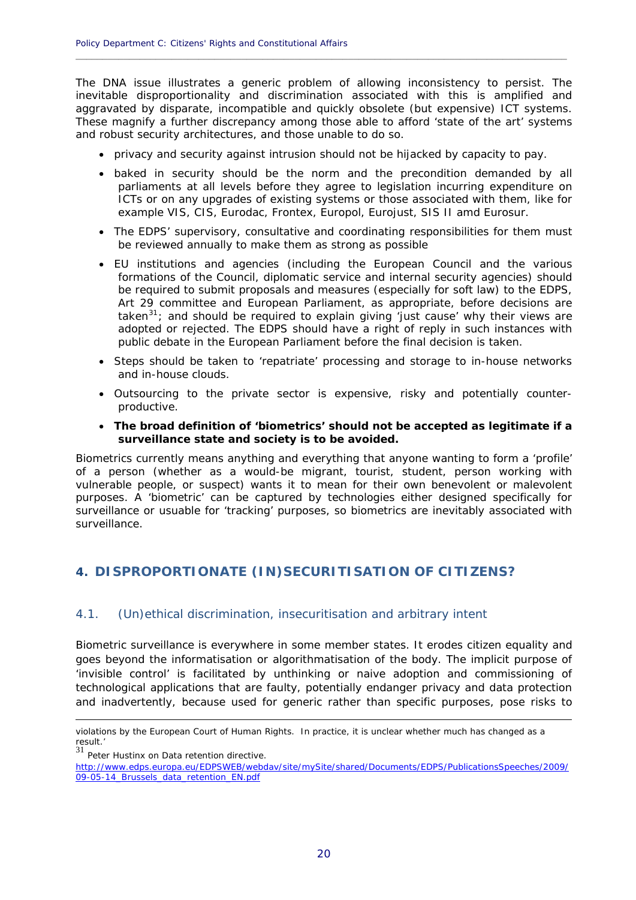The DNA issue illustrates a generic problem of allowing inconsistency to persist. The inevitable disproportionality and discrimination associated with this is amplified and aggravated by disparate, incompatible and quickly obsolete (but expensive) ICT systems. These magnify a further discrepancy among those able to afford 'state of the art' systems and robust security architectures, and those unable to do so.

- privacy and security against intrusion should not be hijacked by capacity to pay.
- baked in security should be the norm and the precondition demanded by all parliaments at all levels before they agree to legislation incurring expenditure on ICTs or on any upgrades of existing systems or those associated with them, like for example VIS, CIS, Eurodac, Frontex, Europol, Eurojust, SIS II amd Eurosur.
- The EDPS' supervisory, consultative and coordinating responsibilities for them must be reviewed annually to make them as strong as possible
- EU institutions and agencies (including the European Council and the various formations of the Council, diplomatic service and internal security agencies) should be required to submit proposals and measures (especially for soft law) to the EDPS, Art 29 committee and European Parliament, as appropriate, before decisions are taken[31]; and should be required to explain giving 'just cause' why their views are adopted or rejected. The EDPS should have a right of reply in such instances with public debate in the European Parliament before the final decision is taken.
- Steps should be taken to 'repatriate' processing and storage to in-house networks and in-house clouds.
- Outsourcing to the private sector is expensive, risky and potentially counter-productive.
- **The broad definition of 'biometrics' should not be accepted as legitimate if a surveillance state and society is to be avoided.**

Biometrics currently means anything and everything that anyone wanting to form a 'profile' of a person (whether as a would-be migrant, tourist, student, person working with vulnerable people, or suspect) wants it to mean for their own benevolent or malevolent purposes. A 'biometric' can be captured by technologies either designed specifically for surveillance or usable for 'tracking' purposes, so biometrics are inevitably associated with surveillance.

## 4. DISPROPORTIONATE (IN)SECURITISATION OF CITIZENS?

### 4.1. (Un)ethical discrimination, insecuritisation and arbitrary intent

Biometric surveillance is everywhere in some member states. It erodes citizen equality and goes beyond the informatisation or algorithmatisation of the body. The implicit purpose of 'invisible control' is facilitated by unthinking or naive adoption and commissioning of technological applications that are faulty, potentially endanger privacy and data protection and inadvertently, because used for generic rather than specific purposes, pose risks to

---

violations by the European Court of Human Rights. In practice, it is unclear whether much has changed as a result.'

[31] Peter Hustinx on Data retention directive. http://www.edps.europa.eu/EDPSWEB/webdav/site/mySite/shared/Documents/EDPS/PublicationsSpeeches/2009/09-05-14_Brussels_data_retention_EN.pdf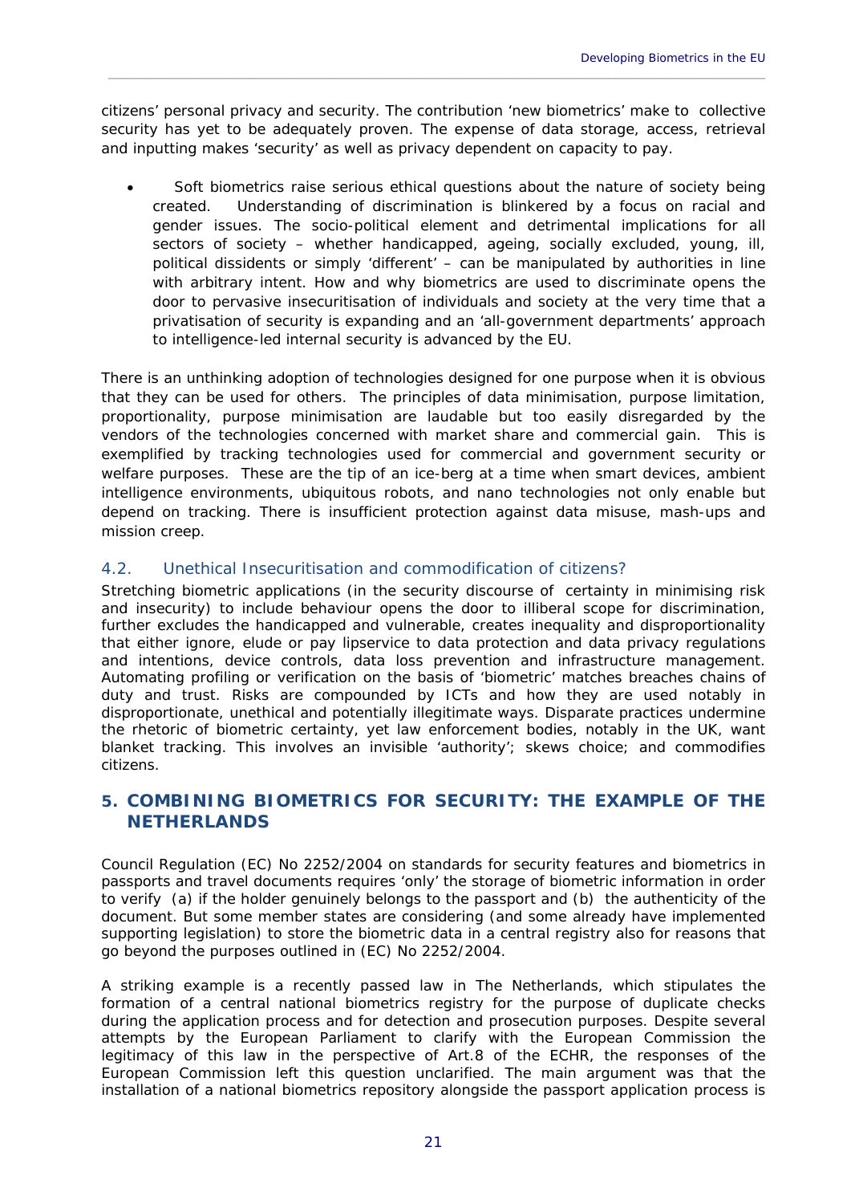citizens' personal privacy and security. The contribution 'new biometrics' make to collective security has yet to be adequately proven. The expense of data storage, access, retrieval and inputting makes 'security' as well as privacy dependent on capacity to pay.

- Soft biometrics raise serious ethical questions about the nature of society being created. Understanding of discrimination is blinkered by a focus on racial and gender issues. The socio-political element and detrimental implications for all sectors of society – whether handicapped, ageing, socially excluded, young, ill, political dissidents or simply 'different' – can be manipulated by authorities in line with arbitrary intent. How and why biometrics are used to discriminate opens the door to pervasive insecuritisation of individuals and society at the very time that a privatisation of security is expanding and an 'all-government departments' approach to intelligence-led internal security is advanced by the EU.

There is an unthinking adoption of technologies designed for one purpose when it is obvious that they can be used for others. The principles of data minimisation, purpose limitation, proportionality, purpose minimisation are laudable but too easily disregarded by the vendors of the technologies concerned with market share and commercial gain. This is exemplified by tracking technologies used for commercial and government security or welfare purposes. These are the tip of an ice-berg at a time when smart devices, ambient intelligence environments, ubiquitous robots, and nano technologies not only enable but depend on tracking. There is insufficient protection against data misuse, mash-ups and mission creep.

### 4.2. Unethical Insecuritisation and commodification of citizens?

Stretching biometric applications (in the security discourse of certainty in minimising risk and insecurity) to include behaviour opens the door to illiberal scope for discrimination, further excludes the handicapped and vulnerable, creates inequality and disproportionality that either ignore, elude or pay lipservice to data protection and data privacy regulations and intentions, device controls, data loss prevention and infrastructure management. Automating profiling or verification on the basis of 'biometric' matches breaches chains of duty and trust. Risks are compounded by ICTs and how they are used notably in disproportionate, unethical and potentially illegitimate ways. Disparate practices undermine the rhetoric of biometric certainty, yet law enforcement bodies, notably in the UK, want blanket tracking. This involves an invisible 'authority'; skews choice; and commodifies citizens.

## 5. COMBINING BIOMETRICS FOR SECURITY: THE EXAMPLE OF THE NETHERLANDS

Council Regulation (EC) No 2252/2004 on standards for security features and biometrics in passports and travel documents requires 'only' the storage of biometric information in order to verify (a) if the holder genuinely belongs to the passport and (b) the authenticity of the document. But some member states are considering (and some already have implemented supporting legislation) to store the biometric data in a central registry also for reasons that go beyond the purposes outlined in (EC) No 2252/2004.

A striking example is a recently passed law in The Netherlands, which stipulates the formation of a central national biometrics registry for the purpose of duplicate checks during the application process and for detection and prosecution purposes. Despite several attempts by the European Parliament to clarify with the European Commission the legitimacy of this law in the perspective of Art.8 of the ECHR, the responses of the European Commission left this question unclarified. The main argument was that the installation of a national biometrics repository alongside the passport application process is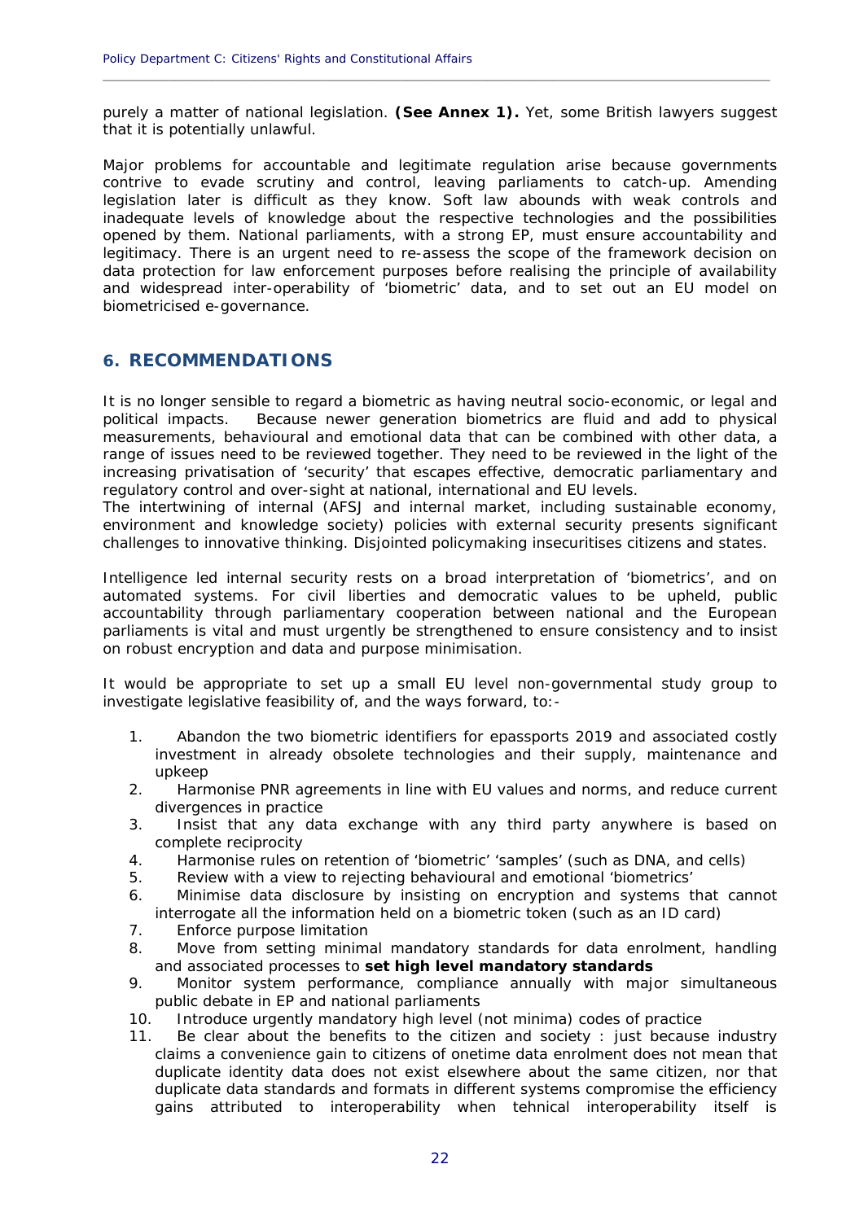purely a matter of national legislation. **(See Annex 1).** Yet, some British lawyers suggest that it is potentially unlawful.

Major problems for accountable and legitimate regulation arise because governments contrive to evade scrutiny and control, leaving parliaments to catch-up. Amending legislation later is difficult as they know. Soft law abounds with weak controls and inadequate levels of knowledge about the respective technologies and the possibilities opened by them. National parliaments, with a strong EP, must ensure accountability and legitimacy. There is an urgent need to re-assess the scope of the framework decision on data protection for law enforcement purposes before realising the principle of availability and widespread inter-operability of 'biometric' data, and to set out an EU model on biometricised e-governance.

## 6. RECOMMENDATIONS

It is no longer sensible to regard a biometric as having neutral socio-economic, or legal and political impacts. Because newer generation biometrics are fluid and add to physical measurements, behavioural and emotional data that can be combined with other data, a range of issues need to be reviewed together. They need to be reviewed in the light of the increasing privatisation of 'security' that escapes effective, democratic parliamentary and regulatory control and over-sight at national, international and EU levels.
The intertwining of internal (AFSJ and internal market, including sustainable economy, environment and knowledge society) policies with external security presents significant challenges to innovative thinking. Disjointed policymaking insecuritises citizens and states.

Intelligence led internal security rests on a broad interpretation of 'biometrics', and on automated systems. For civil liberties and democratic values to be upheld, public accountability through parliamentary cooperation between national and the European parliaments is vital and must urgently be strengthened to ensure consistency and to insist on robust encryption and data and purpose minimisation.

It would be appropriate to set up a small EU level non-governmental study group to investigate legislative feasibility of, and the ways forward, to:-

1. Abandon the two biometric identifiers for epassports 2019 and associated costly investment in already obsolete technologies and their supply, maintenance and upkeep
2. Harmonise PNR agreements in line with EU values and norms, and reduce current divergences in practice
3. Insist that any data exchange with any third party anywhere is based on complete reciprocity
4. Harmonise rules on retention of 'biometric' 'samples' (such as DNA, and cells)
5. Review with a view to rejecting behavioural and emotional 'biometrics'
6. Minimise data disclosure by insisting on encryption and systems that cannot interrogate all the information held on a biometric token (such as an ID card)
7. Enforce purpose limitation
8. Move from setting minimal mandatory standards for data enrolment, handling and associated processes to **set high level mandatory standards**
9. Monitor system performance, compliance annually with major simultaneous public debate in EP and national parliaments
10. Introduce urgently mandatory high level (not minima) codes of practice
11. Be clear about the benefits to the citizen and society : just because industry claims a convenience gain to citizens of onetime data enrolment does not mean that duplicate identity data does not exist elsewhere about the same citizen, nor that duplicate data standards and formats in different systems compromise the efficiency gains attributed to interoperability when tehnical interoperability itself is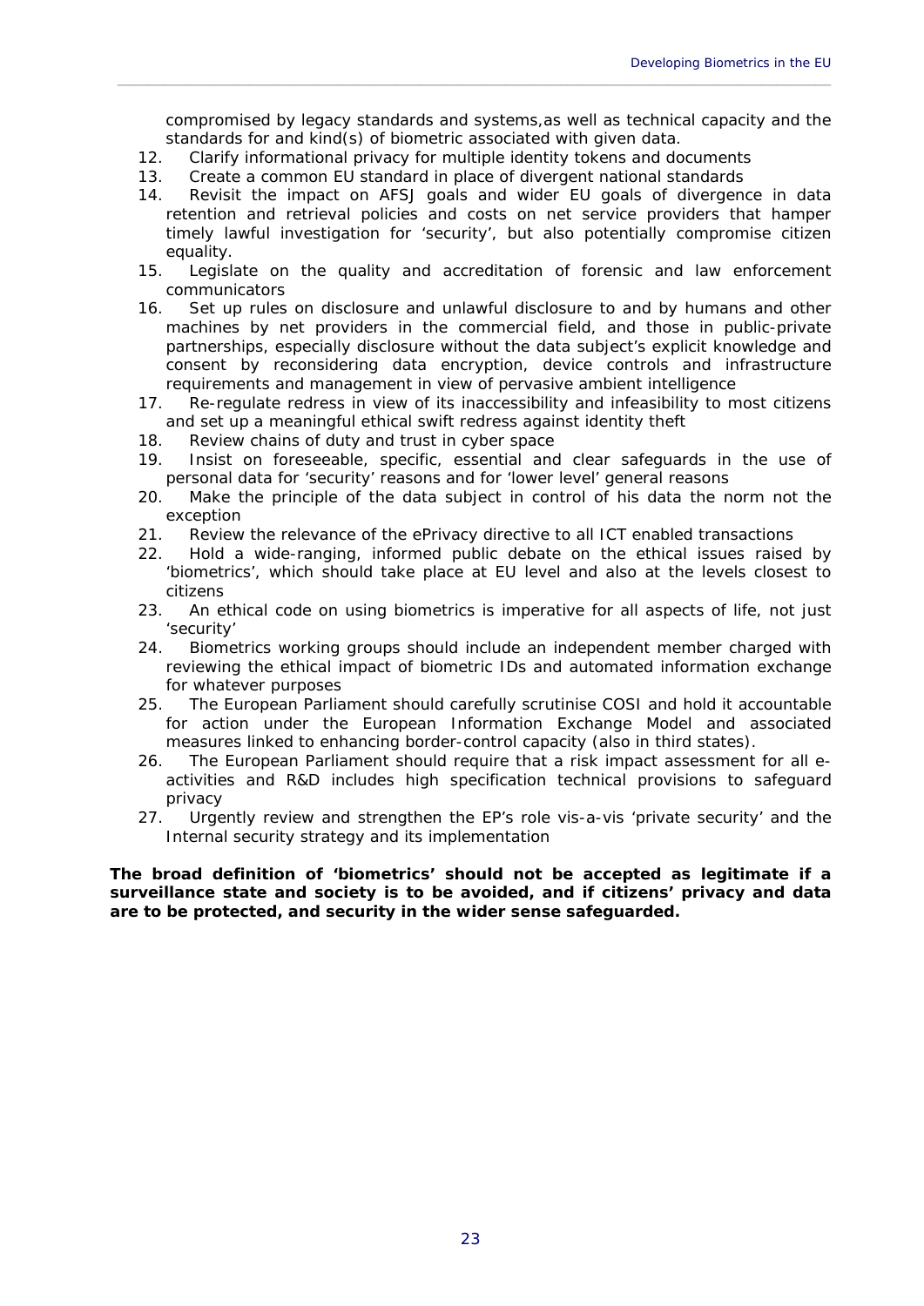compromised by legacy standards and systems,as well as technical capacity and the standards for and kind(s) of biometric associated with given data.

12. Clarify informational privacy for multiple identity tokens and documents
13. Create a common EU standard in place of divergent national standards
14. Revisit the impact on AFSJ goals and wider EU goals of divergence in data retention and retrieval policies and costs on net service providers that hamper timely lawful investigation for 'security', but also potentially compromise citizen equality.
15. Legislate on the quality and accreditation of forensic and law enforcement communicators
16. Set up rules on disclosure and unlawful disclosure to and by humans and other machines by net providers in the commercial field, and those in public-private partnerships, especially disclosure without the data subject's explicit knowledge and consent by reconsidering data encryption, device controls and infrastructure requirements and management in view of pervasive ambient intelligence
17. Re-regulate redress in view of its inaccessibility and infeasibility to most citizens and set up a meaningful ethical swift redress against identity theft
18. Review chains of duty and trust in cyber space
19. Insist on foreseeable, specific, essential and clear safeguards in the use of personal data for 'security' reasons and for 'lower level' general reasons
20. Make the principle of the data subject in control of his data the norm not the exception
21. Review the relevance of the ePrivacy directive to all ICT enabled transactions
22. Hold a wide-ranging, informed public debate on the ethical issues raised by 'biometrics', which should take place at EU level and also at the levels closest to citizens
23. An ethical code on using biometrics is imperative for all aspects of life, not just 'security'
24. Biometrics working groups should include an independent member charged with reviewing the ethical impact of biometric IDs and automated information exchange for whatever purposes
25. The European Parliament should carefully scrutinise COSI and hold it accountable for action under the European Information Exchange Model and associated measures linked to enhancing border-control capacity (also in third states).
26. The European Parliament should require that a risk impact assessment for all e-activities and R&D includes high specification technical provisions to safeguard privacy
27. Urgently review and strengthen the EP's role vis-a-vis 'private security' and the Internal security strategy and its implementation

**The broad definition of 'biometrics' should not be accepted as legitimate if a surveillance state and society is to be avoided, and if citizens' privacy and data are to be protected, and security in the wider sense safeguarded.**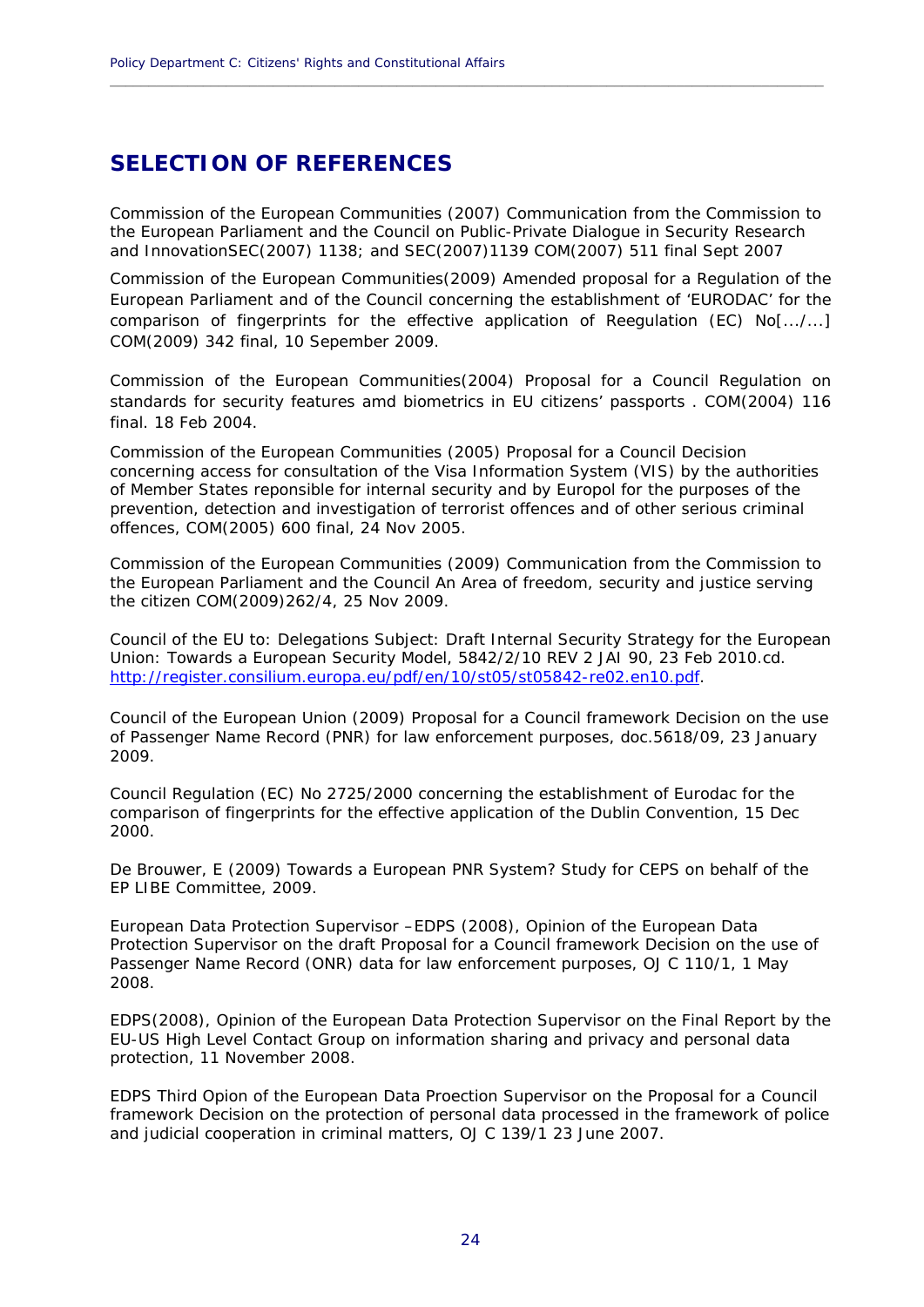## SELECTION OF REFERENCES

Commission of the European Communities (2007) Communication from the Commission to the European Parliament and the Council on Public-Private Dialogue in Security Research and InnovationSEC(2007) 1138; and SEC(2007)1139 COM(2007) 511 final Sept 2007

Commission of the European Communities(2009) Amended proposal for a Regulation of the European Parliament and of the Council concerning the establishment of 'EURODAC' for the comparison of fingerprints for the effective application of Reegulation (EC) No[.../...] COM(2009) 342 final, 10 Sepember 2009.

Commission of the European Communities(2004) Proposal for a Council Regulation on standards for security features amd biometrics in EU citizens' passports . COM(2004) 116 final. 18 Feb 2004.

Commission of the European Communities (2005) Proposal for a Council Decision concerning access for consultation of the Visa Information System (VIS) by the authorities of Member States reponsible for internal security and by Europol for the purposes of the prevention, detection and investigation of terrorist offences and of other serious criminal offences, COM(2005) 600 final, 24 Nov 2005.

Commission of the European Communities (2009) Communication from the Commission to the European Parliament and the Council An Area of freedom, security and justice serving the citizen COM(2009)262/4, 25 Nov 2009.

Council of the EU to: Delegations Subject: Draft Internal Security Strategy for the European Union: Towards a European Security Model, 5842/2/10 REV 2 JAI 90, 23 Feb 2010.cd. http://register.consilium.europa.eu/pdf/en/10/st05/st05842-re02.en10.pdf.

Council of the European Union (2009) Proposal for a Council framework Decision on the use of Passenger Name Record (PNR) for law enforcement purposes, doc.5618/09, 23 January 2009.

Council Regulation (EC) No 2725/2000 concerning the establishment of Eurodac for the comparison of fingerprints for the effective application of the Dublin Convention, 15 Dec 2000.

De Brouwer, E (2009) Towards a European PNR System? Study for CEPS on behalf of the EP LIBE Committee, 2009.

European Data Protection Supervisor –EDPS (2008), Opinion of the European Data Protection Supervisor on the draft Proposal for a Council framework Decision on the use of Passenger Name Record (ONR) data for law enforcement purposes, OJ C 110/1, 1 May 2008.

EDPS(2008), Opinion of the European Data Protection Supervisor on the Final Report by the EU-US High Level Contact Group on information sharing and privacy and personal data protection, 11 November 2008.

EDPS Third Opion of the European Data Proection Supervisor on the Proposal for a Council framework Decision on the protection of personal data processed in the framework of police and judicial cooperation in criminal matters, OJ C 139/1 23 June 2007.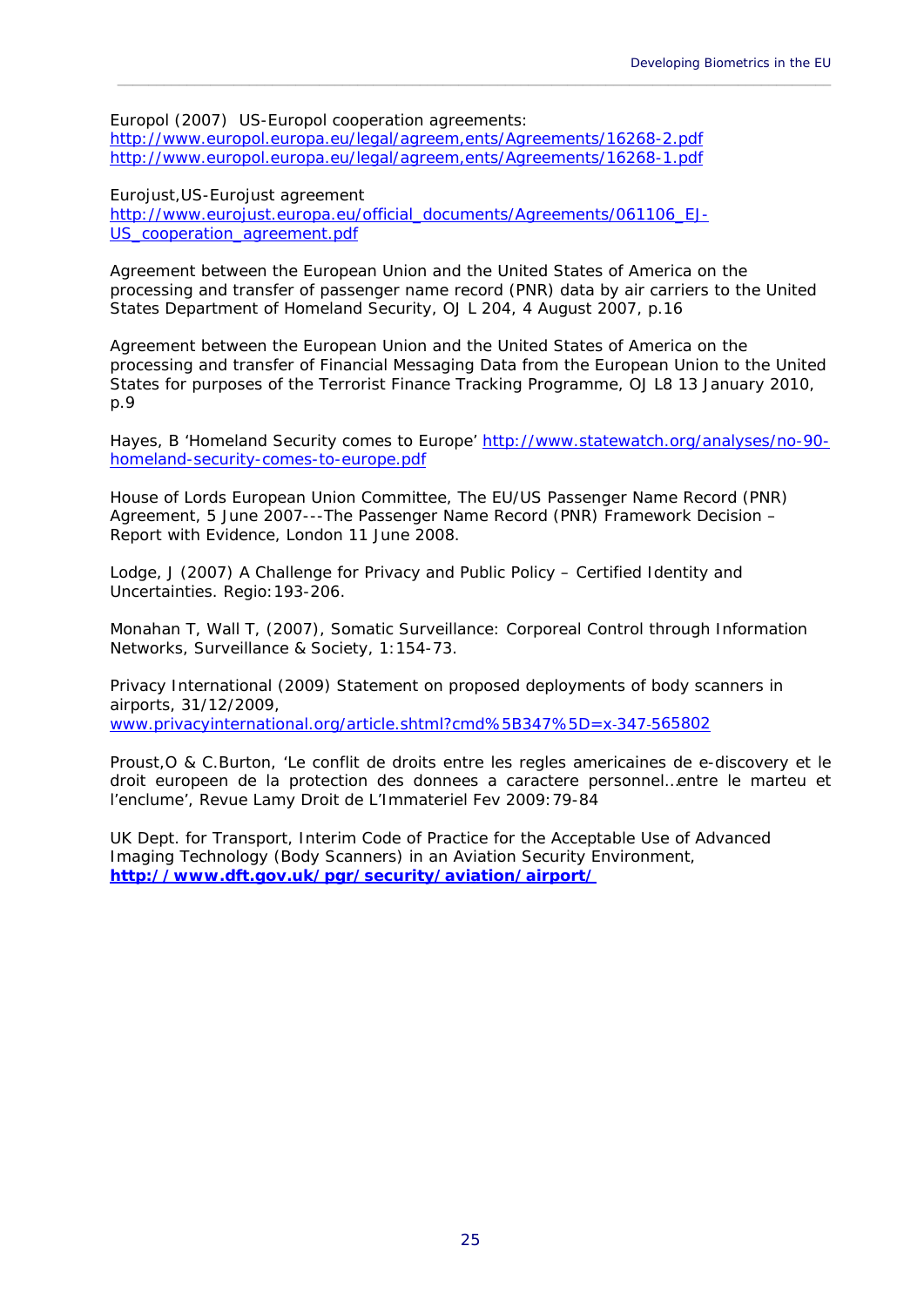Europol (2007) US-Europol cooperation agreements:
http://www.europol.europa.eu/legal/agreem,ents/Agreements/16268-2.pdf
http://www.europol.europa.eu/legal/agreem,ents/Agreements/16268-1.pdf

Eurojust,US-Eurojust agreement
http://www.eurojust.europa.eu/official_documents/Agreements/061106_EJ-US_cooperation_agreement.pdf

Agreement between the European Union and the United States of America on the processing and transfer of passenger name record (PNR) data by air carriers to the United States Department of Homeland Security, OJ L 204, 4 August 2007, p.16

Agreement between the European Union and the United States of America on the processing and transfer of Financial Messaging Data from the European Union to the United States for purposes of the Terrorist Finance Tracking Programme, OJ L8 13 January 2010, p.9

Hayes, B 'Homeland Security comes to Europe' http://www.statewatch.org/analyses/no-90-homeland-security-comes-to-europe.pdf

House of Lords European Union Committee, The EU/US Passenger Name Record (PNR) Agreement, 5 June 2007---The Passenger Name Record (PNR) Framework Decision – Report with Evidence, London 11 June 2008.

Lodge, J (2007) A Challenge for Privacy and Public Policy – Certified Identity and Uncertainties. Regio:193-206.

Monahan T, Wall T, (2007), Somatic Surveillance: Corporeal Control through Information Networks, Surveillance & Society, 1:154-73.

Privacy International (2009) Statement on proposed deployments of body scanners in airports, 31/12/2009,
www.privacyinternational.org/article.shtml?cmd%5B347%5D=x-347-565802

Proust,O & C.Burton, 'Le conflit de droits entre les regles americaines de e-discovery et le droit europeen de la protection des donnees a caractere personnel…entre le marteu et l'enclume', Revue Lamy Droit de L'Immateriel Fev 2009:79-84

UK Dept. for Transport, Interim Code of Practice for the Acceptable Use of Advanced Imaging Technology (Body Scanners) in an Aviation Security Environment,
**http://www.dft.gov.uk/pgr/security/aviation/airport/**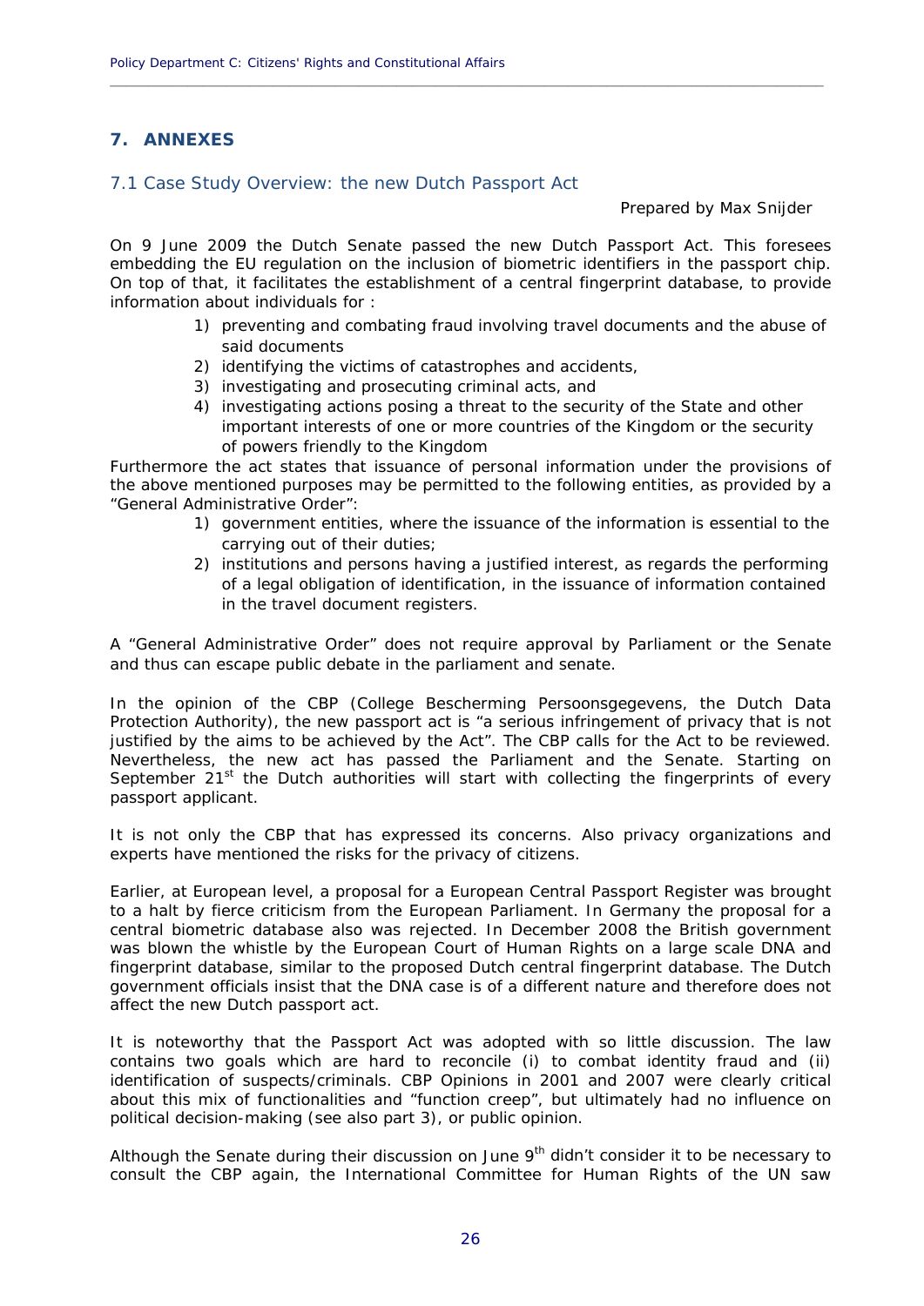## 7. ANNEXES

### 7.1 Case Study Overview: the new Dutch Passport Act

Prepared by Max Snijder

On 9 June 2009 the Dutch Senate passed the new Dutch Passport Act. This foresees embedding the EU regulation on the inclusion of biometric identifiers in the passport chip. On top of that, it facilitates the establishment of a central fingerprint database, to provide information about individuals for :

1) preventing and combating fraud involving travel documents and the abuse of said documents
2) identifying the victims of catastrophes and accidents,
3) investigating and prosecuting criminal acts, and
4) investigating actions posing a threat to the security of the State and other important interests of one or more countries of the Kingdom or the security of powers friendly to the Kingdom

Furthermore the act states that issuance of personal information under the provisions of the above mentioned purposes may be permitted to the following entities, as provided by a "General Administrative Order":

1) government entities, where the issuance of the information is essential to the carrying out of their duties;
2) institutions and persons having a justified interest, as regards the performing of a legal obligation of identification, in the issuance of information contained in the travel document registers.

A "General Administrative Order" does not require approval by Parliament or the Senate and thus can escape public debate in the parliament and senate.

In the opinion of the CBP (College Bescherming Persoonsgegevens, the Dutch Data Protection Authority), the new passport act is "a serious infringement of privacy that is not justified by the aims to be achieved by the Act". The CBP calls for the Act to be reviewed. Nevertheless, the new act has passed the Parliament and the Senate. Starting on September 21st the Dutch authorities will start with collecting the fingerprints of every passport applicant.

It is not only the CBP that has expressed its concerns. Also privacy organizations and experts have mentioned the risks for the privacy of citizens.

Earlier, at European level, a proposal for a European Central Passport Register was brought to a halt by fierce criticism from the European Parliament. In Germany the proposal for a central biometric database also was rejected. In December 2008 the British government was blown the whistle by the European Court of Human Rights on a large scale DNA and fingerprint database, similar to the proposed Dutch central fingerprint database. The Dutch government officials insist that the DNA case is of a different nature and therefore does not affect the new Dutch passport act.

It is noteworthy that the Passport Act was adopted with so little discussion. The law contains two goals which are hard to reconcile (i) to combat identity fraud and (ii) identification of suspects/criminals. CBP Opinions in 2001 and 2007 were clearly critical about this mix of functionalities and "function creep", but ultimately had no influence on political decision-making (see also part 3), or public opinion.

Although the Senate during their discussion on June 9th didn't consider it to be necessary to consult the CBP again, the International Committee for Human Rights of the UN saw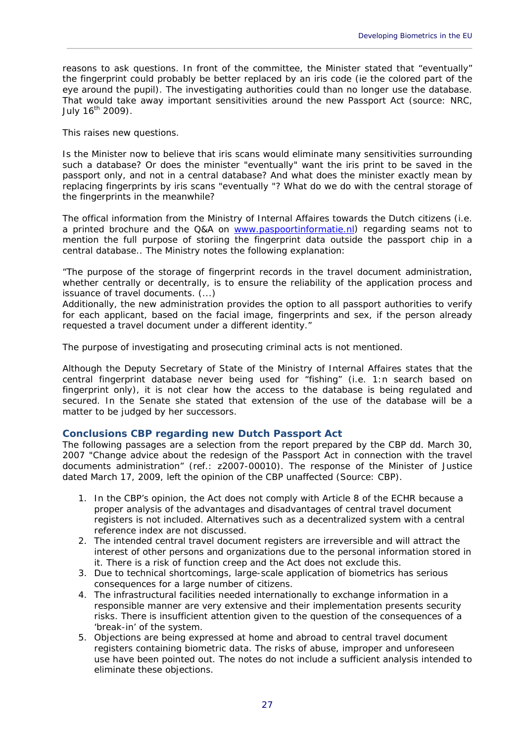reasons to ask questions. In front of the committee, the Minister stated that “eventually” the fingerprint could probably be better replaced by an iris code (ie the colored part of the eye around the pupil). The investigating authorities could than no longer use the database. That would take away important sensitivities around the new Passport Act (source: NRC, July 16th 2009).

This raises new questions.

Is the Minister now to believe that iris scans would eliminate many sensitivities surrounding such a database? Or does the minister "eventually" want the iris print to be saved in the passport only, and not in a central database? And what does the minister exactly mean by replacing fingerprints by iris scans "eventually "? What do we do with the central storage of the fingerprints in the meanwhile?

The offical information from the Ministry of Internal Affaires towards the Dutch citizens (i.e. a printed brochure and the Q&A on [www.paspoortinformatie.nl](http://www.paspoortinformatie.nl)) regarding seams not to mention the full purpose of storiing the fingerprint data outside the passport chip in a central database.. The Ministry notes the following explanation:

“The purpose of the storage of fingerprint records in the travel document administration, whether centrally or decentrally, is to ensure the reliability of the application process and issuance of travel documents. (...)
Additionally, the new administration provides the option to all passport authorities to verify for each applicant, based on the facial image, fingerprints and sex, if the person already requested a travel document under a different identity.”

The purpose of investigating and prosecuting criminal acts is not mentioned.

Although the Deputy Secretary of State of the Ministry of Internal Affaires states that the central fingerprint database never being used for “fishing” (i.e. 1:n search based on fingerprint only), it is not clear how the access to the database is being regulated and secured. In the Senate she stated that extension of the use of the database will be a matter to be judged by her successors.

### Conclusions CBP regarding new Dutch Passport Act

The following passages are a selection from the report prepared by the CBP dd. March 30, 2007 "Change advice about the redesign of the Passport Act in connection with the travel documents administration” (ref.: z2007-00010). The response of the Minister of Justice dated March 17, 2009, left the opinion of the CBP unaffected (Source: CBP).

1. In the CBP’s opinion, the Act does not comply with Article 8 of the ECHR because a proper analysis of the advantages and disadvantages of central travel document registers is not included. Alternatives such as a decentralized system with a central reference index are not discussed.
2. The intended central travel document registers are irreversible and will attract the interest of other persons and organizations due to the personal information stored in it. There is a risk of function creep and the Act does not exclude this.
3. Due to technical shortcomings, large-scale application of biometrics has serious consequences for a large number of citizens.
4. The infrastructural facilities needed internationally to exchange information in a responsible manner are very extensive and their implementation presents security risks. There is insufficient attention given to the question of the consequences of a ‘break-in’ of the system.
5. Objections are being expressed at home and abroad to central travel document registers containing biometric data. The risks of abuse, improper and unforeseen use have been pointed out. The notes do not include a sufficient analysis intended to eliminate these objections.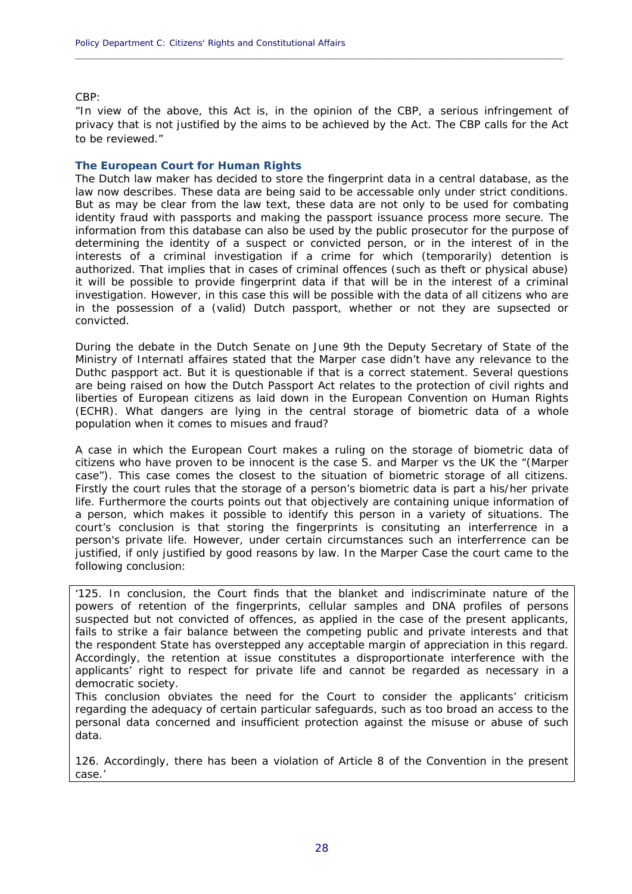CBP:

"In view of the above, this Act is, in the opinion of the CBP, a serious infringement of privacy that is not justified by the aims to be achieved by the Act. The CBP calls for the Act to be reviewed."

### The European Court for Human Rights

The Dutch law maker has decided to store the fingerprint data in a central database, as the law now describes. These data are being said to be accessable only under strict conditions. But as may be clear from the law text, these data are not only to be used for combating identity fraud with passports and making the passport issuance process more secure. The information from this database can also be used by the public prosecutor for the purpose of determining the identity of a suspect or convicted person, or in the interest of in the interests of a criminal investigation if a crime for which (temporarily) detention is authorized. That implies that in cases of criminal offences (such as theft or physical abuse) it will be possible to provide fingerprint data if that will be in the interest of a criminal investigation. However, in this case this will be possible with the data of all citizens who are in the possession of a (valid) Dutch passport, whether or not they are supsected or convicted.

During the debate in the Dutch Senate on June 9th the Deputy Secretary of State of the Ministry of Internatl affaires stated that the Marper case didn't have any relevance to the Duthc paspport act. But it is questionable if that is a correct statement. Several questions are being raised on how the Dutch Passport Act relates to the protection of civil rights and liberties of European citizens as laid down in the European Convention on Human Rights (ECHR). What dangers are lying in the central storage of biometric data of a whole population when it comes to misues and fraud?

A case in which the European Court makes a ruling on the storage of biometric data of citizens who have proven to be innocent is the case S. and Marper vs the UK the "(Marper case"). This case comes the closest to the situation of biometric storage of all citizens. Firstly the court rules that the storage of a person's biometric data is part a his/her private life. Furthermore the courts points out that objectively are containing unique information of a person, which makes it possible to identify this person in a variety of situations. The court's conclusion is that storing the fingerprints is consituting an interferrence in a person's private life. However, under certain circumstances such an interferrence can be justified, if only justified by good reasons by law. In the Marper Case the court came to the following conclusion:

> '125. In conclusion, the Court finds that the blanket and indiscriminate nature of the powers of retention of the fingerprints, cellular samples and DNA profiles of persons suspected but not convicted of offences, as applied in the case of the present applicants, fails to strike a fair balance between the competing public and private interests and that the respondent State has overstepped any acceptable margin of appreciation in this regard. Accordingly, the retention at issue constitutes a disproportionate interference with the applicants' right to respect for private life and cannot be regarded as necessary in a democratic society.
> This conclusion obviates the need for the Court to consider the applicants' criticism regarding the adequacy of certain particular safeguards, such as too broad an access to the personal data concerned and insufficient protection against the misuse or abuse of such data.
>
> 126. Accordingly, there has been a violation of Article 8 of the Convention in the present case.'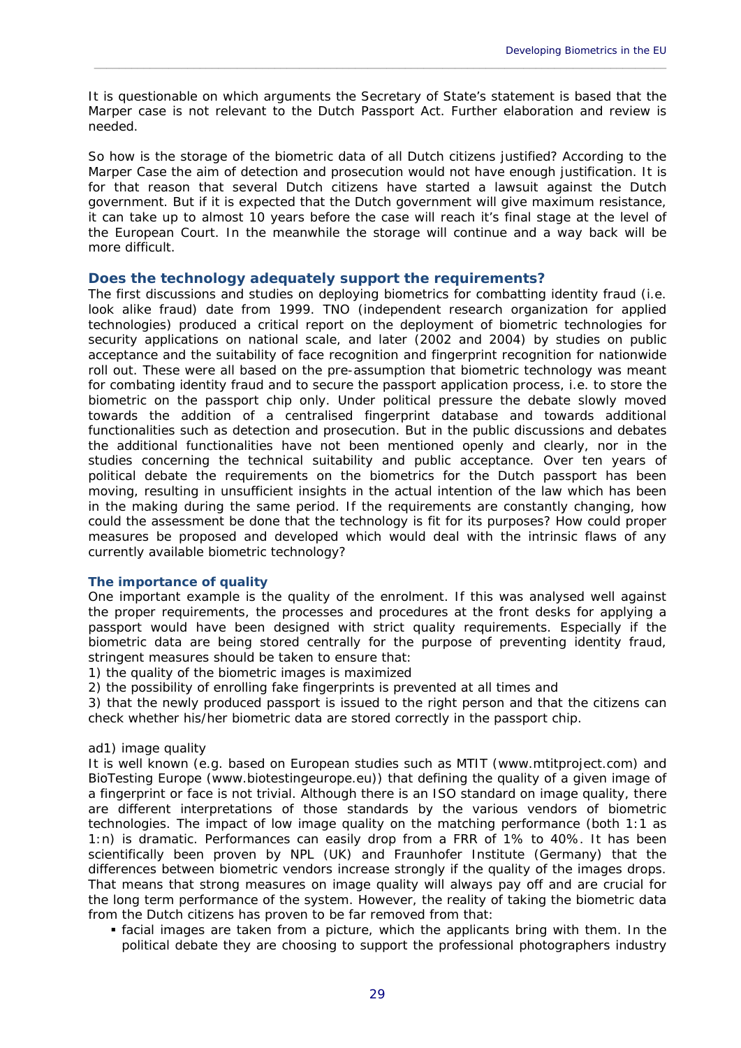It is questionable on which arguments the Secretary of State's statement is based that the Marper case is not relevant to the Dutch Passport Act. Further elaboration and review is needed.

So how is the storage of the biometric data of all Dutch citizens justified? According to the Marper Case the aim of detection and prosecution would not have enough justification. It is for that reason that several Dutch citizens have started a lawsuit against the Dutch government. But if it is expected that the Dutch government will give maximum resistance, it can take up to almost 10 years before the case will reach it's final stage at the level of the European Court. In the meanwhile the storage will continue and a way back will be more difficult.

## Does the technology adequately support the requirements?

The first discussions and studies on deploying biometrics for combatting identity fraud (i.e. look alike fraud) date from 1999. TNO (independent research organization for applied technologies) produced a critical report on the deployment of biometric technologies for security applications on national scale, and later (2002 and 2004) by studies on public acceptance and the suitability of face recognition and fingerprint recognition for nationwide roll out. These were all based on the pre-assumption that biometric technology was meant for combating identity fraud and to secure the passport application process, i.e. to store the biometric on the passport chip only. Under political pressure the debate slowly moved towards the addition of a centralised fingerprint database and towards additional functionalities such as detection and prosecution. But in the public discussions and debates the additional functionalities have not been mentioned openly and clearly, nor in the studies concerning the technical suitability and public acceptance. Over ten years of political debate the requirements on the biometrics for the Dutch passport has been moving, resulting in unsufficient insights in the actual intention of the law which has been in the making during the same period. If the requirements are constantly changing, how could the assessment be done that the technology is fit for its purposes? How could proper measures be proposed and developed which would deal with the intrinsic flaws of any currently available biometric technology?

### The importance of quality

One important example is the quality of the enrolment. If this was analysed well against the proper requirements, the processes and procedures at the front desks for applying a passport would have been designed with strict quality requirements. Especially if the biometric data are being stored centrally for the purpose of preventing identity fraud, stringent measures should be taken to ensure that:

1) the quality of the biometric images is maximized
2) the possibility of enrolling fake fingerprints is prevented at all times and
3) that the newly produced passport is issued to the right person and that the citizens can check whether his/her biometric data are stored correctly in the passport chip.

ad1) image quality

It is well known (e.g. based on European studies such as MTIT (www.mtitproject.com) and BioTesting Europe (www.biotestingeurope.eu)) that defining the quality of a given image of a fingerprint or face is not trivial. Although there is an ISO standard on image quality, there are different interpretations of those standards by the various vendors of biometric technologies. The impact of low image quality on the matching performance (both 1:1 as 1:n) is dramatic. Performances can easily drop from a FRR of 1% to 40%. It has been scientifically been proven by NPL (UK) and Fraunhofer Institute (Germany) that the differences between biometric vendors increase strongly if the quality of the images drops. That means that strong measures on image quality will always pay off and are crucial for the long term performance of the system. However, the reality of taking the biometric data from the Dutch citizens has proven to be far removed from that:

- facial images are taken from a picture, which the applicants bring with them. In the political debate they are choosing to support the professional photographers industry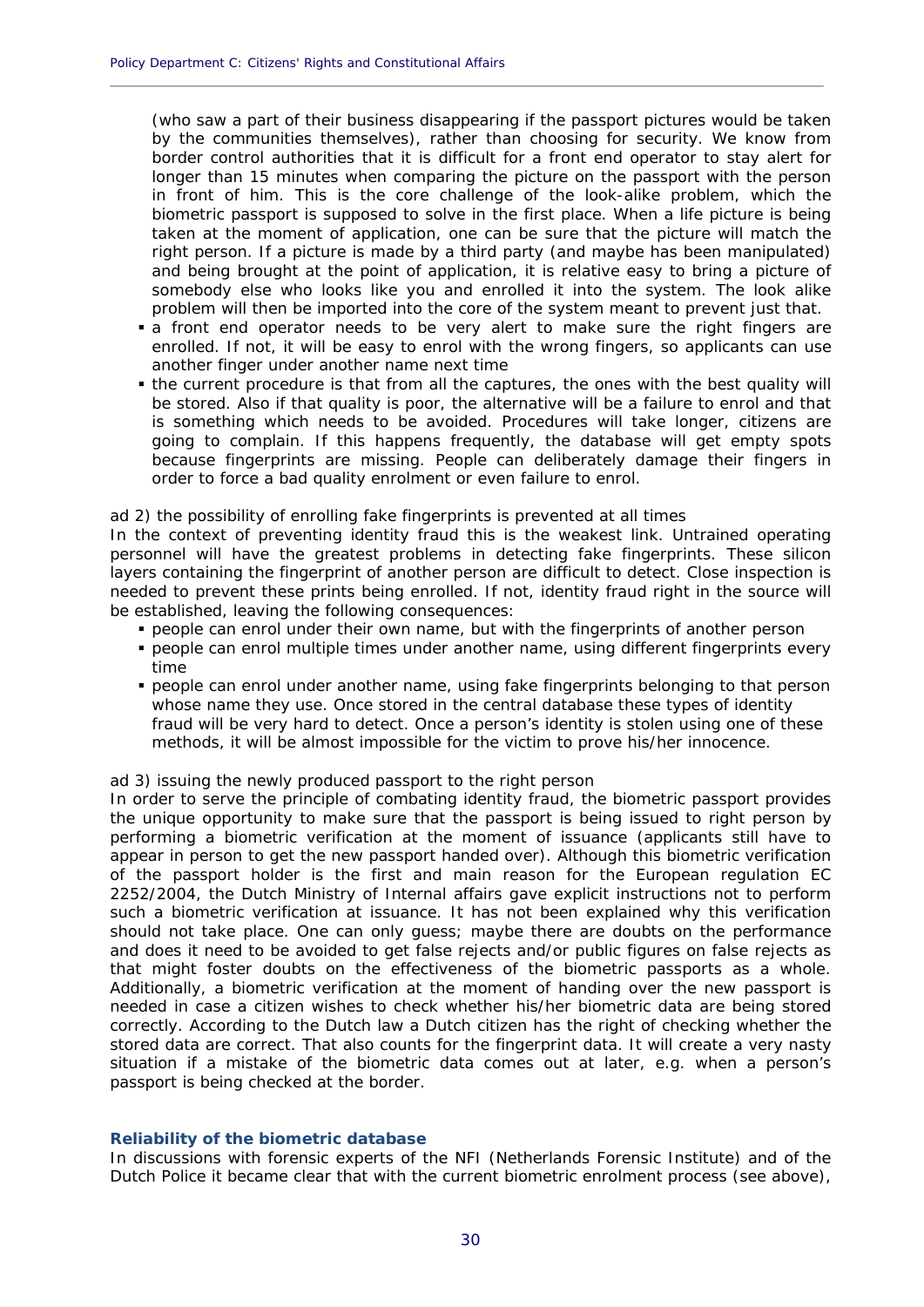(who saw a part of their business disappearing if the passport pictures would be taken by the communities themselves), rather than choosing for security. We know from border control authorities that it is difficult for a front end operator to stay alert for longer than 15 minutes when comparing the picture on the passport with the person in front of him. This is the core challenge of the look-alike problem, which the biometric passport is supposed to solve in the first place. When a life picture is being taken at the moment of application, one can be sure that the picture will match the right person. If a picture is made by a third party (and maybe has been manipulated) and being brought at the point of application, it is relative easy to bring a picture of somebody else who looks like you and enrolled it into the system. The look alike problem will then be imported into the core of the system meant to prevent just that.

- a front end operator needs to be very alert to make sure the right fingers are enrolled. If not, it will be easy to enrol with the wrong fingers, so applicants can use another finger under another name next time
- the current procedure is that from all the captures, the ones with the best quality will be stored. Also if that quality is poor, the alternative will be a failure to enrol and that is something which needs to be avoided. Procedures will take longer, citizens are going to complain. If this happens frequently, the database will get empty spots because fingerprints are missing. People can deliberately damage their fingers in order to force a bad quality enrolment or even failure to enrol.

*ad 2) the possibility of enrolling fake fingerprints is prevented at all times*

In the context of preventing identity fraud this is the weakest link. Untrained operating personnel will have the greatest problems in detecting fake fingerprints. These silicon layers containing the fingerprint of another person are difficult to detect. Close inspection is needed to prevent these prints being enrolled. If not, identity fraud right in the source will be established, leaving the following consequences:

- people can enrol under their own name, but with the fingerprints of another person
- people can enrol multiple times under another name, using different fingerprints every time
- people can enrol under another name, using fake fingerprints belonging to that person whose name they use. Once stored in the central database these types of identity fraud will be very hard to detect. Once a person's identity is stolen using one of these methods, it will be almost impossible for the victim to prove his/her innocence.

*ad 3) issuing the newly produced passport to the right person*

In order to serve the principle of combating identity fraud, the biometric passport provides the unique opportunity to make sure that the passport is being issued to right person by performing a biometric verification at the moment of issuance (applicants still have to appear in person to get the new passport handed over). Although this biometric verification of the passport holder is the first and main reason for the European regulation EC 2252/2004, the Dutch Ministry of Internal affairs gave explicit instructions not to perform such a biometric verification at issuance. It has not been explained why this verification should not take place. One can only guess; maybe there are doubts on the performance and does it need to be avoided to get false rejects and/or public figures on false rejects as that might foster doubts on the effectiveness of the biometric passports as a whole. Additionally, a biometric verification at the moment of handing over the new passport is needed in case a citizen wishes to check whether his/her biometric data are being stored correctly. According to the Dutch law a Dutch citizen has the right of checking whether the stored data are correct. That also counts for the fingerprint data. It will create a very nasty situation if a mistake of the biometric data comes out at later, e.g. when a person's passport is being checked at the border.

### Reliability of the biometric database

In discussions with forensic experts of the NFI (Netherlands Forensic Institute) and of the Dutch Police it became clear that with the current biometric enrolment process (see above),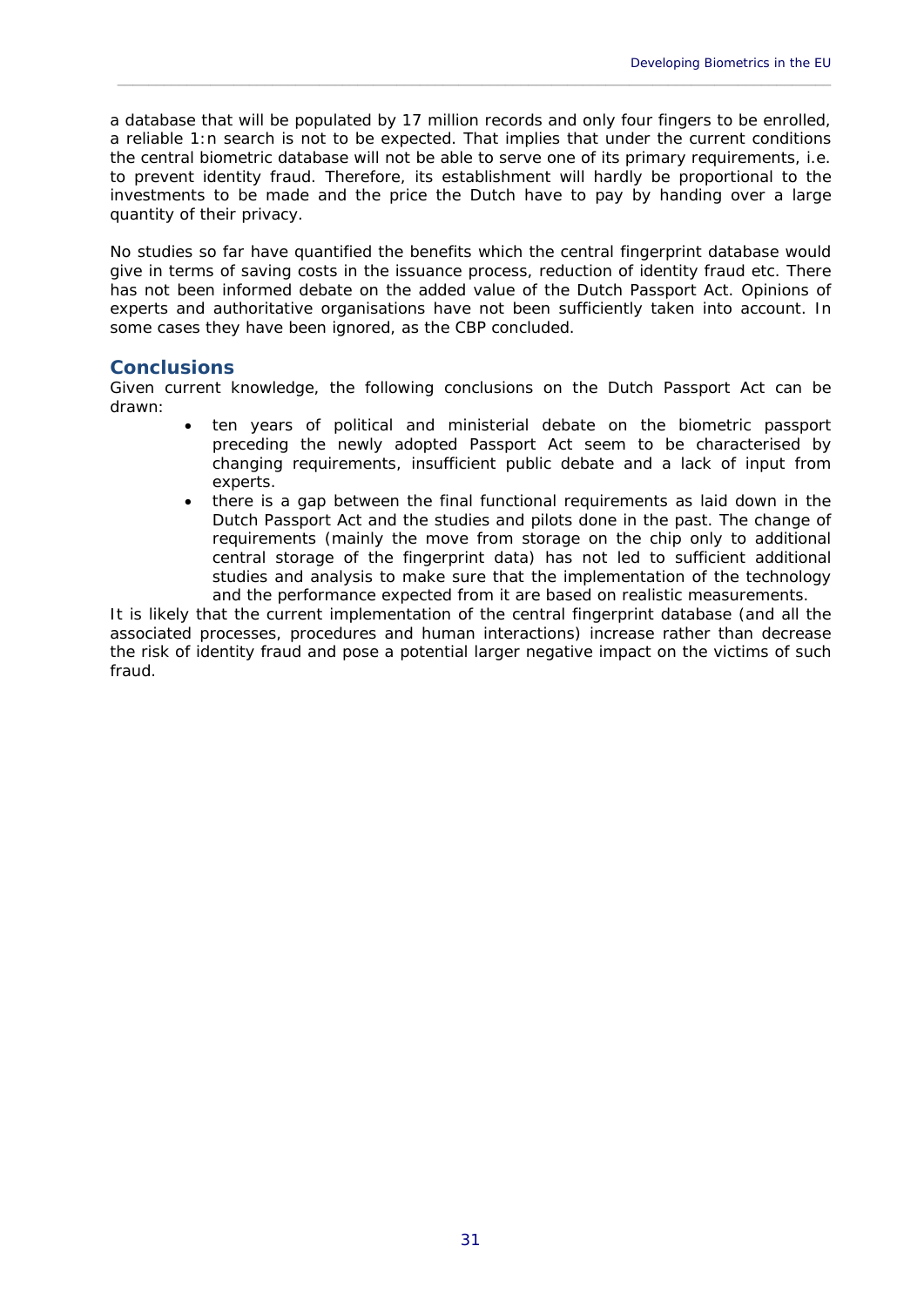a database that will be populated by 17 million records and only four fingers to be enrolled, a reliable 1:n search is not to be expected. That implies that under the current conditions the central biometric database will not be able to serve one of its primary requirements, i.e. to prevent identity fraud. Therefore, its establishment will hardly be proportional to the investments to be made and the price the Dutch have to pay by handing over a large quantity of their privacy.

No studies so far have quantified the benefits which the central fingerprint database would give in terms of saving costs in the issuance process, reduction of identity fraud etc. There has not been informed debate on the added value of the Dutch Passport Act. Opinions of experts and authoritative organisations have not been sufficiently taken into account. In some cases they have been ignored, as the CBP concluded.

## Conclusions

Given current knowledge, the following conclusions on the Dutch Passport Act can be drawn:

- ten years of political and ministerial debate on the biometric passport preceding the newly adopted Passport Act seem to be characterised by changing requirements, insufficient public debate and a lack of input from experts.
- there is a gap between the final functional requirements as laid down in the Dutch Passport Act and the studies and pilots done in the past. The change of requirements (mainly the move from storage on the chip only to additional central storage of the fingerprint data) has not led to sufficient additional studies and analysis to make sure that the implementation of the technology and the performance expected from it are based on realistic measurements.

It is likely that the current implementation of the central fingerprint database (and all the associated processes, procedures and human interactions) increase rather than decrease the risk of identity fraud and pose a potential larger negative impact on the victims of such fraud.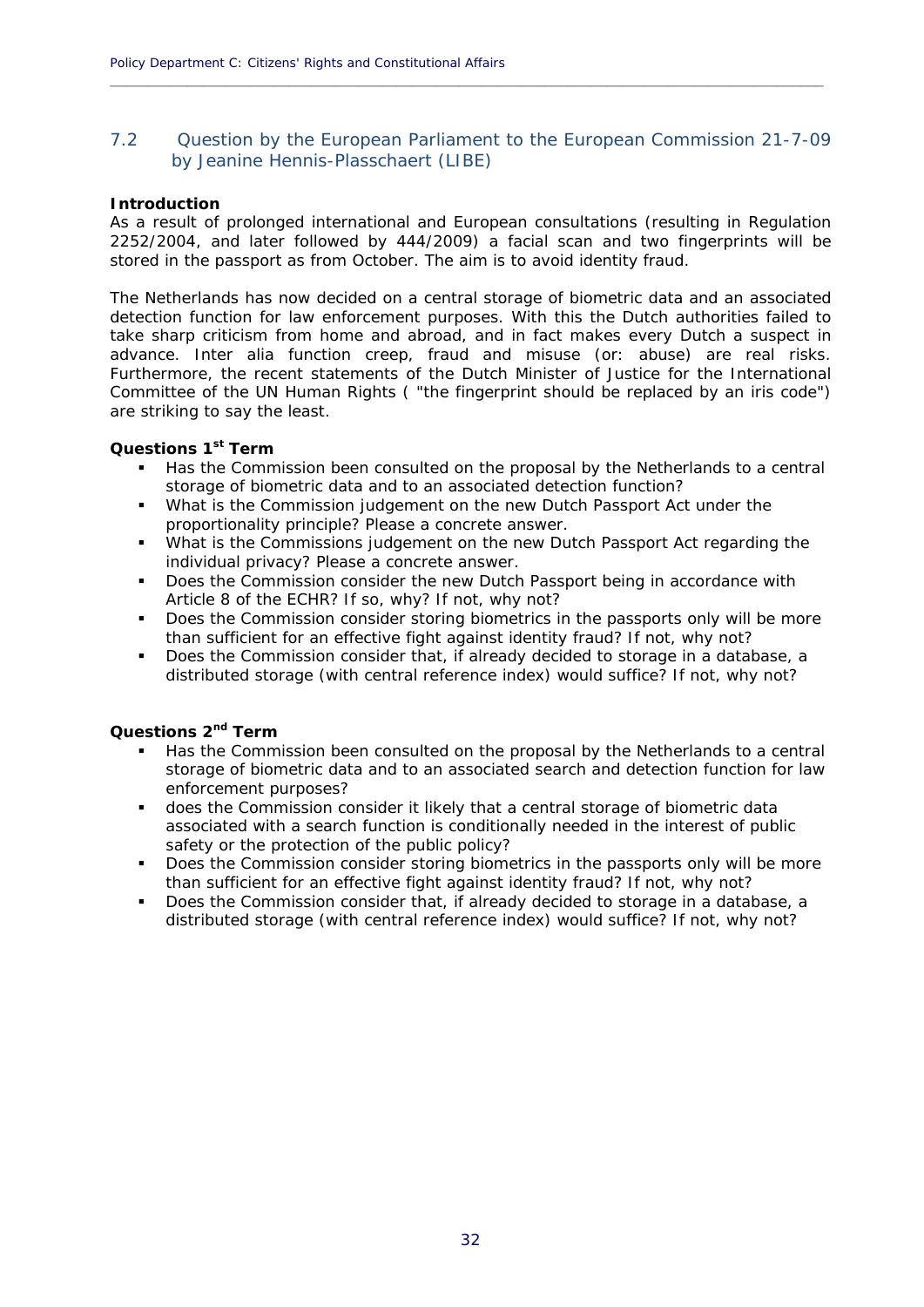## 7.2 Question by the European Parliament to the European Commission 21-7-09 by Jeanine Hennis-Plasschaert (LIBE)

**Introduction**

As a result of prolonged international and European consultations (resulting in Regulation 2252/2004, and later followed by 444/2009) a facial scan and two fingerprints will be stored in the passport as from October. The aim is to avoid identity fraud.

The Netherlands has now decided on a central storage of biometric data and an associated detection function for law enforcement purposes. With this the Dutch authorities failed to take sharp criticism from home and abroad, and in fact makes every Dutch a suspect in advance. Inter alia function creep, fraud and misuse (or: abuse) are real risks. Furthermore, the recent statements of the Dutch Minister of Justice for the International Committee of the UN Human Rights ( "the fingerprint should be replaced by an iris code") are striking to say the least.

**Questions 1st Term**

- Has the Commission been consulted on the proposal by the Netherlands to a central storage of biometric data and to an associated detection function?
- What is the Commission judgement on the new Dutch Passport Act under the proportionality principle? Please a concrete answer.
- What is the Commissions judgement on the new Dutch Passport Act regarding the individual privacy? Please a concrete answer.
- Does the Commission consider the new Dutch Passport being in accordance with Article 8 of the ECHR? If so, why? If not, why not?
- Does the Commission consider storing biometrics in the passports only will be more than sufficient for an effective fight against identity fraud? If not, why not?
- Does the Commission consider that, if already decided to storage in a database, a distributed storage (with central reference index) would suffice? If not, why not?

**Questions 2nd Term**

- Has the Commission been consulted on the proposal by the Netherlands to a central storage of biometric data and to an associated search and detection function for law enforcement purposes?
- does the Commission consider it likely that a central storage of biometric data associated with a search function is conditionally needed in the interest of public safety or the protection of the public policy?
- Does the Commission consider storing biometrics in the passports only will be more than sufficient for an effective fight against identity fraud? If not, why not?
- Does the Commission consider that, if already decided to storage in a database, a distributed storage (with central reference index) would suffice? If not, why not?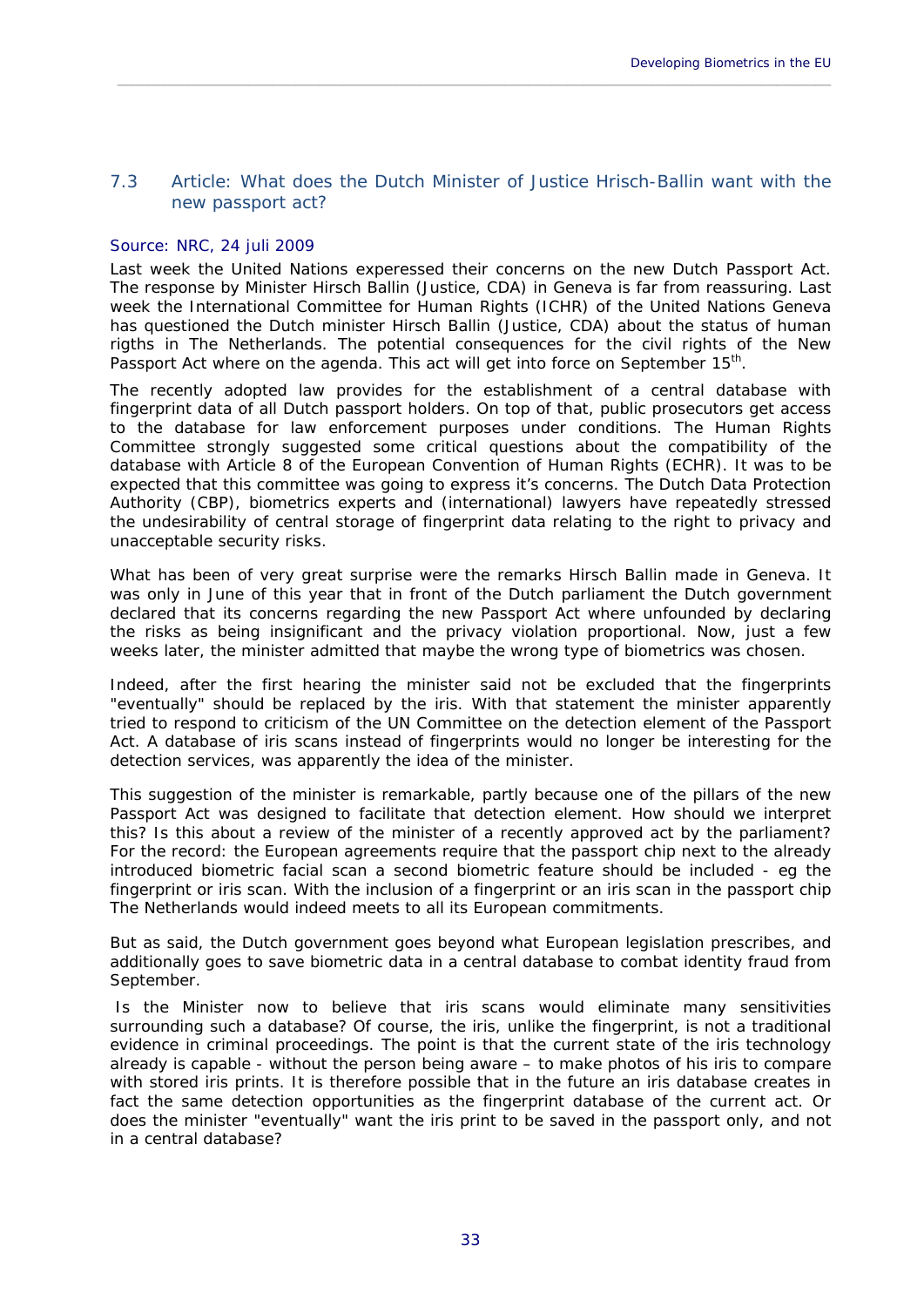## 7.3 Article: What does the Dutch Minister of Justice Hrisch-Ballin want with the new passport act?

Source: NRC, 24 juli 2009

Last week the United Nations experessed their concerns on the new Dutch Passport Act. The response by Minister Hirsch Ballin (Justice, CDA) in Geneva is far from reassuring. Last week the International Committee for Human Rights (ICHR) of the United Nations Geneva has questioned the Dutch minister Hirsch Ballin (Justice, CDA) about the status of human rigths in The Netherlands. The potential consequences for the civil rights of the New Passport Act where on the agenda. This act will get into force on September 15th.

The recently adopted law provides for the establishment of a central database with fingerprint data of all Dutch passport holders. On top of that, public prosecutors get access to the database for law enforcement purposes under conditions. The Human Rights Committee strongly suggested some critical questions about the compatibility of the database with Article 8 of the European Convention of Human Rights (ECHR). It was to be expected that this committee was going to express it's concerns. The Dutch Data Protection Authority (CBP), biometrics experts and (international) lawyers have repeatedly stressed the undesirability of central storage of fingerprint data relating to the right to privacy and unacceptable security risks.

What has been of very great surprise were the remarks Hirsch Ballin made in Geneva. It was only in June of this year that in front of the Dutch parliament the Dutch government declared that its concerns regarding the new Passport Act where unfounded by declaring the risks as being insignificant and the privacy violation proportional. Now, just a few weeks later, the minister admitted that maybe the wrong type of biometrics was chosen.

Indeed, after the first hearing the minister said not be excluded that the fingerprints "eventually" should be replaced by the iris. With that statement the minister apparently tried to respond to criticism of the UN Committee on the detection element of the Passport Act. A database of iris scans instead of fingerprints would no longer be interesting for the detection services, was apparently the idea of the minister.

This suggestion of the minister is remarkable, partly because one of the pillars of the new Passport Act was designed to facilitate that detection element. How should we interpret this? Is this about a review of the minister of a recently approved act by the parliament? For the record: the European agreements require that the passport chip next to the already introduced biometric facial scan a second biometric feature should be included - eg the fingerprint or iris scan. With the inclusion of a fingerprint or an iris scan in the passport chip The Netherlands would indeed meets to all its European commitments.

But as said, the Dutch government goes beyond what European legislation prescribes, and additionally goes to save biometric data in a central database to combat identity fraud from September.

Is the Minister now to believe that iris scans would eliminate many sensitivities surrounding such a database? Of course, the iris, unlike the fingerprint, is not a traditional evidence in criminal proceedings. The point is that the current state of the iris technology already is capable - without the person being aware – to make photos of his iris to compare with stored iris prints. It is therefore possible that in the future an iris database creates in fact the same detection opportunities as the fingerprint database of the current act. Or does the minister "eventually" want the iris print to be saved in the passport only, and not in a central database?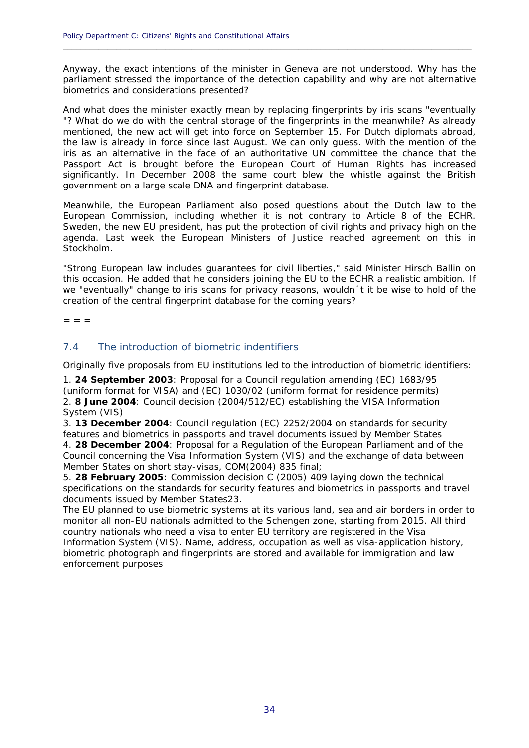Anyway, the exact intentions of the minister in Geneva are not understood. Why has the parliament stressed the importance of the detection capability and why are not alternative biometrics and considerations presented?

And what does the minister exactly mean by replacing fingerprints by iris scans "eventually "? What do we do with the central storage of the fingerprints in the meanwhile? As already mentioned, the new act will get into force on September 15. For Dutch diplomats abroad, the law is already in force since last August. We can only guess. With the mention of the iris as an alternative in the face of an authoritative UN committee the chance that the Passport Act is brought before the European Court of Human Rights has increased significantly. In December 2008 the same court blew the whistle against the British government on a large scale DNA and fingerprint database.

Meanwhile, the European Parliament also posed questions about the Dutch law to the European Commission, including whether it is not contrary to Article 8 of the ECHR. Sweden, the new EU president, has put the protection of civil rights and privacy high on the agenda. Last week the European Ministers of Justice reached agreement on this in Stockholm.

"Strong European law includes guarantees for civil liberties," said Minister Hirsch Ballin on this occasion. He added that he considers joining the EU to the ECHR a realistic ambition. If we "eventually" change to iris scans for privacy reasons, wouldn´t it be wise to hold of the creation of the central fingerprint database for the coming years?

= = =

## 7.4 The introduction of biometric indentifiers

Originally five proposals from EU institutions led to the introduction of biometric identifiers:

1. **24 September 2003**: Proposal for a Council regulation amending (EC) 1683/95 (uniform format for VISA) and (EC) 1030/02 (uniform format for residence permits)
2. **8 June 2004**: Council decision (2004/512/EC) establishing the VISA Information System (VIS)
3. **13 December 2004**: Council regulation (EC) 2252/2004 on standards for security features and biometrics in passports and travel documents issued by Member States
4. **28 December 2004**: Proposal for a Regulation of the European Parliament and of the Council concerning the Visa Information System (VIS) and the exchange of data between Member States on short stay-visas, COM(2004) 835 final;
5. **28 February 2005**: Commission decision C (2005) 409 laying down the technical specifications on the standards for security features and biometrics in passports and travel documents issued by Member States23.

The EU planned to use biometric systems at its various land, sea and air borders in order to monitor all non-EU nationals admitted to the Schengen zone, starting from 2015. All third country nationals who need a visa to enter EU territory are registered in the Visa Information System (VIS). Name, address, occupation as well as visa-application history, biometric photograph and fingerprints are stored and available for immigration and law enforcement purposes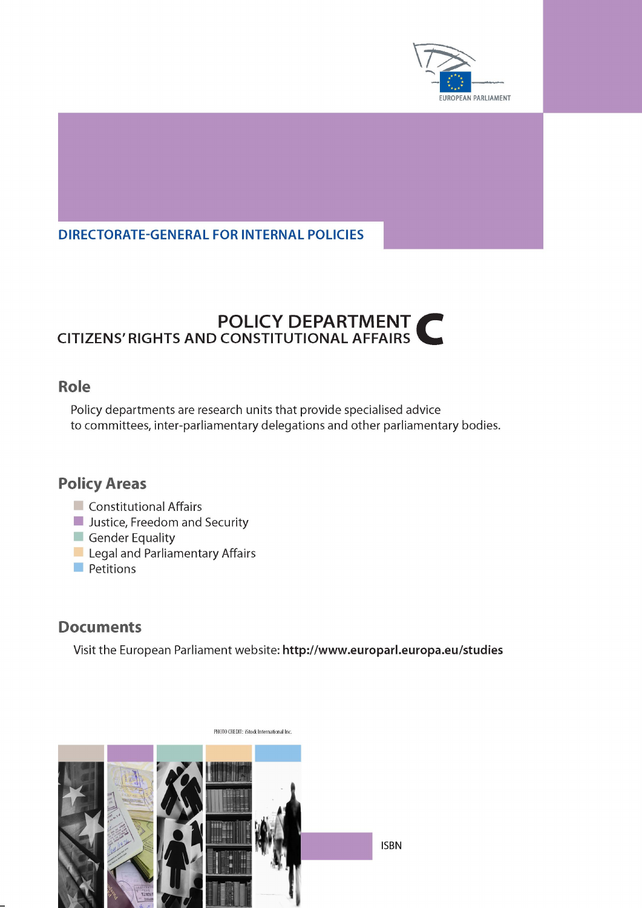EUROPEAN PARLIAMENT

**DIRECTORATE-GENERAL FOR INTERNAL POLICIES**

# POLICY DEPARTMENT C
## CITIZENS' RIGHTS AND CONSTITUTIONAL AFFAIRS

## Role

Policy departments are research units that provide specialised advice to committees, inter-parliamentary delegations and other parliamentary bodies.

## Policy Areas

- Constitutional Affairs
- Justice, Freedom and Security
- Gender Equality
- Legal and Parliamentary Affairs
- Petitions

## Documents

Visit the European Parliament website: **http://www.europarl.europa.eu/studies**

PHOTO CREDIT: iStock International Inc.

ISBN